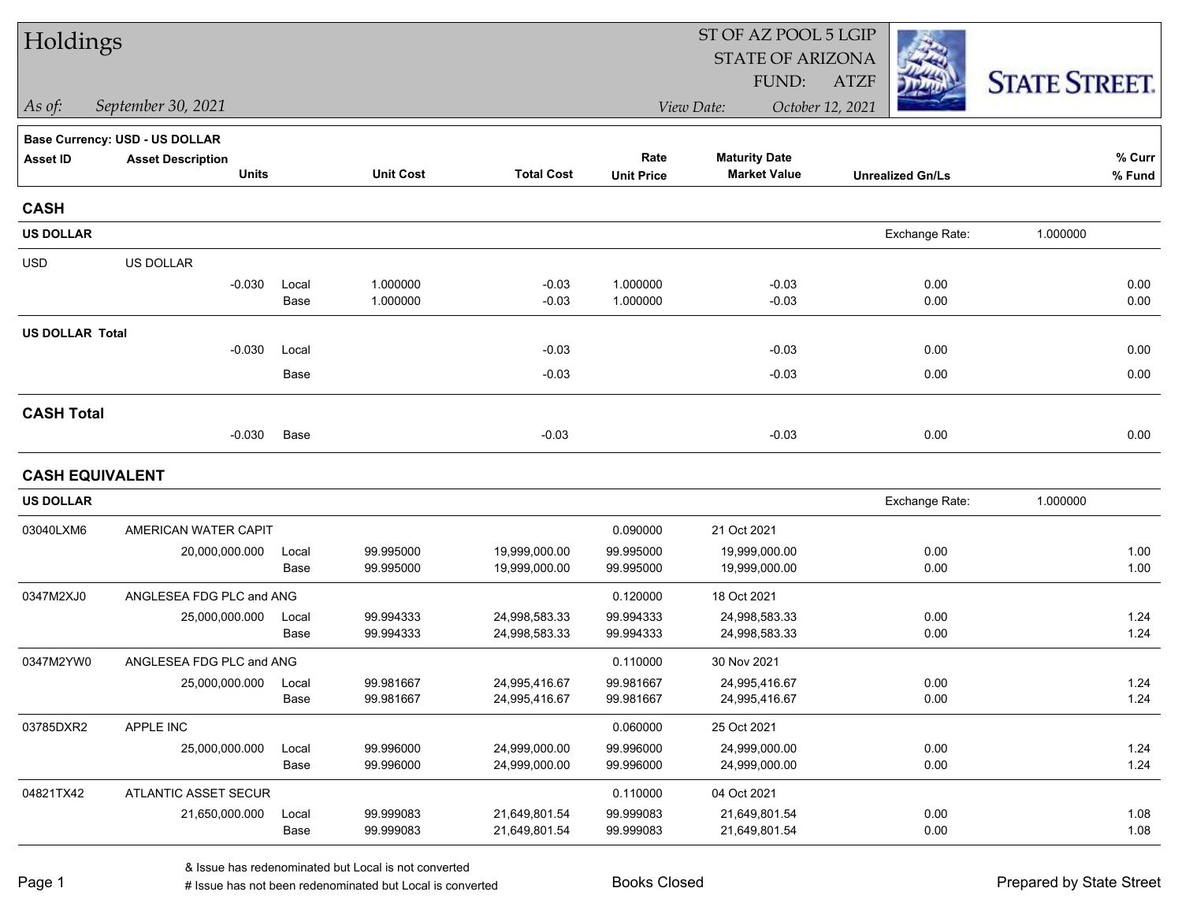# Holdings

ST OF AZ POOL 5 LGIP
STATE OF ARIZONA
FUND: ATZF

*As of:* *September 30, 2021*

*View Date:* *October 12, 2021*

STATE STREET.

**Base Currency: USD - US DOLLAR**

| Asset ID | Asset Description<br>Units | | Unit Cost | Total Cost | Rate<br>Unit Price | Maturity Date<br>Market Value | Unrealized Gn/Ls | % Curr<br>% Fund |
|---|---|---|---|---|---|---|---|---|
| **CASH** | | | | | | | | |
| **US DOLLAR** | | | | | | | Exchange Rate: | 1.000000 |
| USD | US DOLLAR | | | | | | | |
| | -0.030 | Local | 1.000000 | -0.03 | 1.000000 | -0.03 | 0.00 | 0.00 |
| | | Base | 1.000000 | -0.03 | 1.000000 | -0.03 | 0.00 | 0.00 |
| **US DOLLAR Total** | | | | | | | | |
| | -0.030 | Local | | -0.03 | | -0.03 | 0.00 | 0.00 |
| | | Base | | -0.03 | | -0.03 | 0.00 | 0.00 |
| **CASH Total** | | | | | | | | |
| | -0.030 | Base | | -0.03 | | -0.03 | 0.00 | 0.00 |
| **CASH EQUIVALENT** | | | | | | | | |
| **US DOLLAR** | | | | | | | Exchange Rate: | 1.000000 |
| 03040LXM6 | AMERICAN WATER CAPIT | | | | 0.090000 | 21 Oct 2021 | | |
| | 20,000,000.000 | Local | 99.995000 | 19,999,000.00 | 99.995000 | 19,999,000.00 | 0.00 | 1.00 |
| | | Base | 99.995000 | 19,999,000.00 | 99.995000 | 19,999,000.00 | 0.00 | 1.00 |
| 0347M2XJ0 | ANGLESEA FDG PLC and ANG | | | | 0.120000 | 18 Oct 2021 | | |
| | 25,000,000.000 | Local | 99.994333 | 24,998,583.33 | 99.994333 | 24,998,583.33 | 0.00 | 1.24 |
| | | Base | 99.994333 | 24,998,583.33 | 99.994333 | 24,998,583.33 | 0.00 | 1.24 |
| 0347M2YW0 | ANGLESEA FDG PLC and ANG | | | | 0.110000 | 30 Nov 2021 | | |
| | 25,000,000.000 | Local | 99.981667 | 24,995,416.67 | 99.981667 | 24,995,416.67 | 0.00 | 1.24 |
| | | Base | 99.981667 | 24,995,416.67 | 99.981667 | 24,995,416.67 | 0.00 | 1.24 |
| 03785DXR2 | APPLE INC | | | | 0.060000 | 25 Oct 2021 | | |
| | 25,000,000.000 | Local | 99.996000 | 24,999,000.00 | 99.996000 | 24,999,000.00 | 0.00 | 1.24 |
| | | Base | 99.996000 | 24,999,000.00 | 99.996000 | 24,999,000.00 | 0.00 | 1.24 |
| 04821TX42 | ATLANTIC ASSET SECUR | | | | 0.110000 | 04 Oct 2021 | | |
| | 21,650,000.000 | Local | 99.999083 | 21,649,801.54 | 99.999083 | 21,649,801.54 | 0.00 | 1.08 |
| | | Base | 99.999083 | 21,649,801.54 | 99.999083 | 21,649,801.54 | 0.00 | 1.08 |

& Issue has redenominated but Local is not converted
# Issue has not been redenominated but Local is converted

Books Closed

Prepared by State Street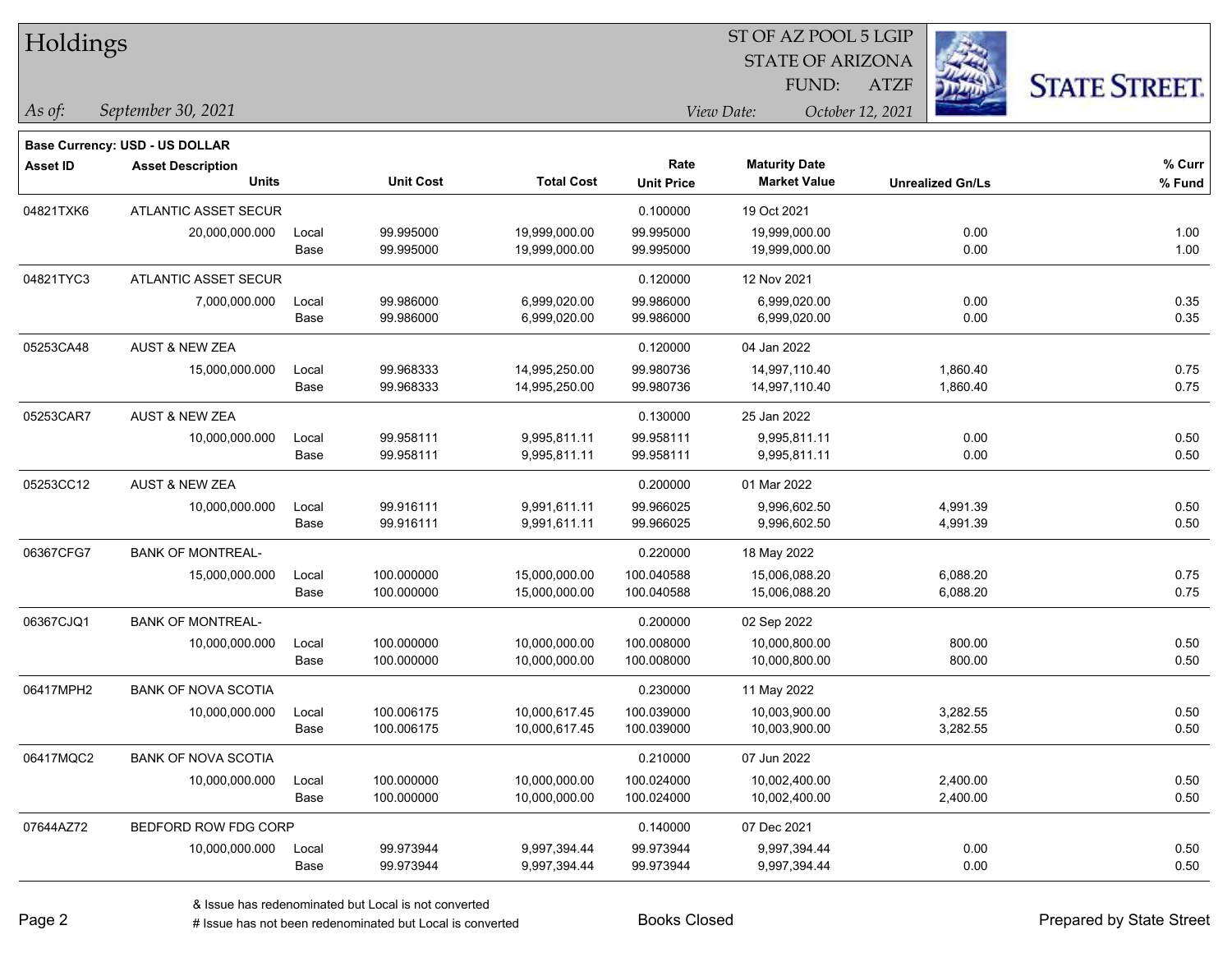# Holdings

ST OF AZ POOL 5 LGIP
STATE OF ARIZONA
FUND: ATZF

*As of:* *September 30, 2021*

*View Date:* *October 12, 2021*

**Base Currency: USD - US DOLLAR**

| Asset ID | Asset Description Units | | Unit Cost | Total Cost | Rate Unit Price | Maturity Date Market Value | Unrealized Gn/Ls | % Curr % Fund |
|---|---|---|---|---|---|---|---|---|
| 04821TXK6 | ATLANTIC ASSET SECUR | | | | 0.100000 | 19 Oct 2021 | | |
| | 20,000,000.000 | Local | 99.995000 | 19,999,000.00 | 99.995000 | 19,999,000.00 | 0.00 | 1.00 |
| | | Base | 99.995000 | 19,999,000.00 | 99.995000 | 19,999,000.00 | 0.00 | 1.00 |
| 04821TYC3 | ATLANTIC ASSET SECUR | | | | 0.120000 | 12 Nov 2021 | | |
| | 7,000,000.000 | Local | 99.986000 | 6,999,020.00 | 99.986000 | 6,999,020.00 | 0.00 | 0.35 |
| | | Base | 99.986000 | 6,999,020.00 | 99.986000 | 6,999,020.00 | 0.00 | 0.35 |
| 05253CA48 | AUST & NEW ZEA | | | | 0.120000 | 04 Jan 2022 | | |
| | 15,000,000.000 | Local | 99.968333 | 14,995,250.00 | 99.980736 | 14,997,110.40 | 1,860.40 | 0.75 |
| | | Base | 99.968333 | 14,995,250.00 | 99.980736 | 14,997,110.40 | 1,860.40 | 0.75 |
| 05253CAR7 | AUST & NEW ZEA | | | | 0.130000 | 25 Jan 2022 | | |
| | 10,000,000.000 | Local | 99.958111 | 9,995,811.11 | 99.958111 | 9,995,811.11 | 0.00 | 0.50 |
| | | Base | 99.958111 | 9,995,811.11 | 99.958111 | 9,995,811.11 | 0.00 | 0.50 |
| 05253CC12 | AUST & NEW ZEA | | | | 0.200000 | 01 Mar 2022 | | |
| | 10,000,000.000 | Local | 99.916111 | 9,991,611.11 | 99.966025 | 9,996,602.50 | 4,991.39 | 0.50 |
| | | Base | 99.916111 | 9,991,611.11 | 99.966025 | 9,996,602.50 | 4,991.39 | 0.50 |
| 06367CFG7 | BANK OF MONTREAL- | | | | 0.220000 | 18 May 2022 | | |
| | 15,000,000.000 | Local | 100.000000 | 15,000,000.00 | 100.040588 | 15,006,088.20 | 6,088.20 | 0.75 |
| | | Base | 100.000000 | 15,000,000.00 | 100.040588 | 15,006,088.20 | 6,088.20 | 0.75 |
| 06367CJQ1 | BANK OF MONTREAL- | | | | 0.200000 | 02 Sep 2022 | | |
| | 10,000,000.000 | Local | 100.000000 | 10,000,000.00 | 100.008000 | 10,000,800.00 | 800.00 | 0.50 |
| | | Base | 100.000000 | 10,000,000.00 | 100.008000 | 10,000,800.00 | 800.00 | 0.50 |
| 06417MPH2 | BANK OF NOVA SCOTIA | | | | 0.230000 | 11 May 2022 | | |
| | 10,000,000.000 | Local | 100.006175 | 10,000,617.45 | 100.039000 | 10,003,900.00 | 3,282.55 | 0.50 |
| | | Base | 100.006175 | 10,000,617.45 | 100.039000 | 10,003,900.00 | 3,282.55 | 0.50 |
| 06417MQC2 | BANK OF NOVA SCOTIA | | | | 0.210000 | 07 Jun 2022 | | |
| | 10,000,000.000 | Local | 100.000000 | 10,000,000.00 | 100.024000 | 10,002,400.00 | 2,400.00 | 0.50 |
| | | Base | 100.000000 | 10,000,000.00 | 100.024000 | 10,002,400.00 | 2,400.00 | 0.50 |
| 07644AZ72 | BEDFORD ROW FDG CORP | | | | 0.140000 | 07 Dec 2021 | | |
| | 10,000,000.000 | Local | 99.973944 | 9,997,394.44 | 99.973944 | 9,997,394.44 | 0.00 | 0.50 |
| | | Base | 99.973944 | 9,997,394.44 | 99.973944 | 9,997,394.44 | 0.00 | 0.50 |

& Issue has redenominated but Local is not converted
# Issue has not been redenominated but Local is converted

Books Closed

Prepared by State Street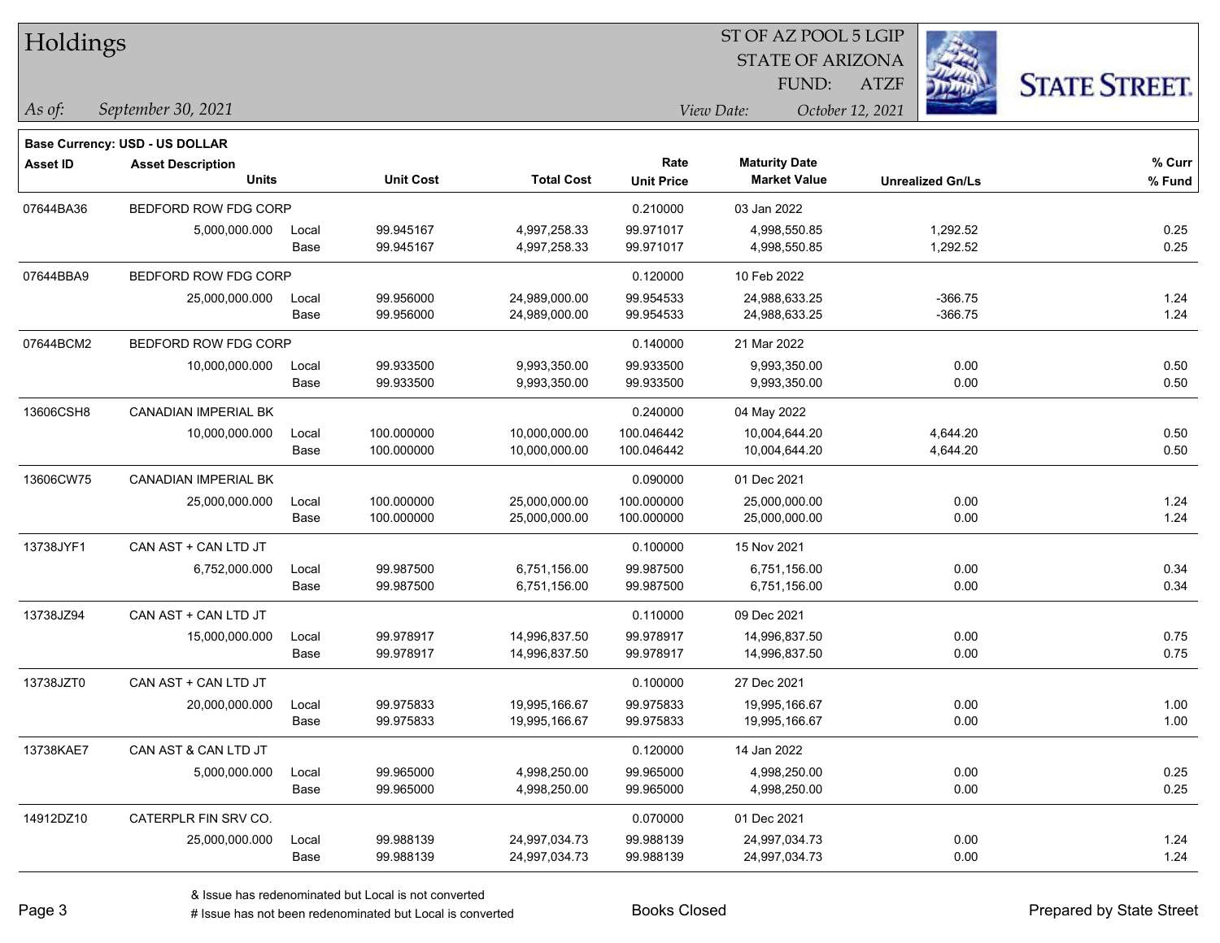# Holdings

ST OF AZ POOL 5 LGIP
STATE OF ARIZONA
FUND: ATZF

*As of:* *September 30, 2021*

*View Date:* *October 12, 2021*

**Base Currency: USD - US DOLLAR**

| Asset ID | Asset Description / Units | | Unit Cost | Total Cost | Rate / Unit Price | Maturity Date / Market Value | Unrealized Gn/Ls | % Curr / % Fund |
|---|---|---|---|---|---|---|---|---|
| 07644BA36 | BEDFORD ROW FDG CORP | | | | 0.210000 | 03 Jan 2022 | | |
| | 5,000,000.000 | Local | 99.945167 | 4,997,258.33 | 99.971017 | 4,998,550.85 | 1,292.52 | 0.25 |
| | | Base | 99.945167 | 4,997,258.33 | 99.971017 | 4,998,550.85 | 1,292.52 | 0.25 |
| 07644BBA9 | BEDFORD ROW FDG CORP | | | | 0.120000 | 10 Feb 2022 | | |
| | 25,000,000.000 | Local | 99.956000 | 24,989,000.00 | 99.954533 | 24,988,633.25 | -366.75 | 1.24 |
| | | Base | 99.956000 | 24,989,000.00 | 99.954533 | 24,988,633.25 | -366.75 | 1.24 |
| 07644BCM2 | BEDFORD ROW FDG CORP | | | | 0.140000 | 21 Mar 2022 | | |
| | 10,000,000.000 | Local | 99.933500 | 9,993,350.00 | 99.933500 | 9,993,350.00 | 0.00 | 0.50 |
| | | Base | 99.933500 | 9,993,350.00 | 99.933500 | 9,993,350.00 | 0.00 | 0.50 |
| 13606CSH8 | CANADIAN IMPERIAL BK | | | | 0.240000 | 04 May 2022 | | |
| | 10,000,000.000 | Local | 100.000000 | 10,000,000.00 | 100.046442 | 10,004,644.20 | 4,644.20 | 0.50 |
| | | Base | 100.000000 | 10,000,000.00 | 100.046442 | 10,004,644.20 | 4,644.20 | 0.50 |
| 13606CW75 | CANADIAN IMPERIAL BK | | | | 0.090000 | 01 Dec 2021 | | |
| | 25,000,000.000 | Local | 100.000000 | 25,000,000.00 | 100.000000 | 25,000,000.00 | 0.00 | 1.24 |
| | | Base | 100.000000 | 25,000,000.00 | 100.000000 | 25,000,000.00 | 0.00 | 1.24 |
| 13738JYF1 | CAN AST + CAN LTD JT | | | | 0.100000 | 15 Nov 2021 | | |
| | 6,752,000.000 | Local | 99.987500 | 6,751,156.00 | 99.987500 | 6,751,156.00 | 0.00 | 0.34 |
| | | Base | 99.987500 | 6,751,156.00 | 99.987500 | 6,751,156.00 | 0.00 | 0.34 |
| 13738JZ94 | CAN AST + CAN LTD JT | | | | 0.110000 | 09 Dec 2021 | | |
| | 15,000,000.000 | Local | 99.978917 | 14,996,837.50 | 99.978917 | 14,996,837.50 | 0.00 | 0.75 |
| | | Base | 99.978917 | 14,996,837.50 | 99.978917 | 14,996,837.50 | 0.00 | 0.75 |
| 13738JZT0 | CAN AST + CAN LTD JT | | | | 0.100000 | 27 Dec 2021 | | |
| | 20,000,000.000 | Local | 99.975833 | 19,995,166.67 | 99.975833 | 19,995,166.67 | 0.00 | 1.00 |
| | | Base | 99.975833 | 19,995,166.67 | 99.975833 | 19,995,166.67 | 0.00 | 1.00 |
| 13738KAE7 | CAN AST & CAN LTD JT | | | | 0.120000 | 14 Jan 2022 | | |
| | 5,000,000.000 | Local | 99.965000 | 4,998,250.00 | 99.965000 | 4,998,250.00 | 0.00 | 0.25 |
| | | Base | 99.965000 | 4,998,250.00 | 99.965000 | 4,998,250.00 | 0.00 | 0.25 |
| 14912DZ10 | CATERPLR FIN SRV CO. | | | | 0.070000 | 01 Dec 2021 | | |
| | 25,000,000.000 | Local | 99.988139 | 24,997,034.73 | 99.988139 | 24,997,034.73 | 0.00 | 1.24 |
| | | Base | 99.988139 | 24,997,034.73 | 99.988139 | 24,997,034.73 | 0.00 | 1.24 |

& Issue has redenominated but Local is not converted

# Issue has not been redenominated but Local is converted

Books Closed

Prepared by State Street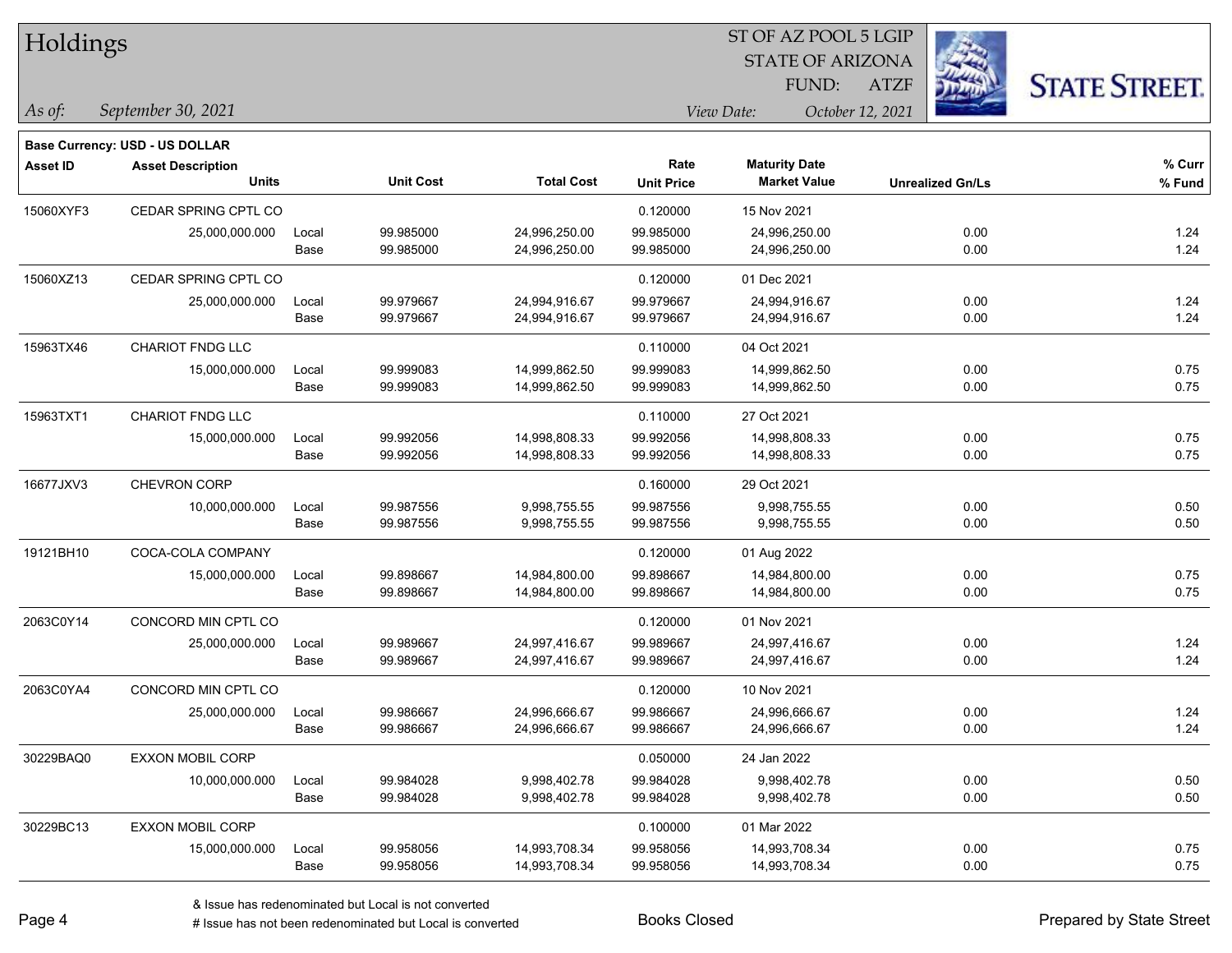# Holdings

ST OF AZ POOL 5 LGIP
STATE OF ARIZONA
FUND: ATZF

*As of:* *September 30, 2021*

*View Date:* *October 12, 2021*

**Base Currency: USD - US DOLLAR**

| Asset ID | Asset Description / Units | | Unit Cost | Total Cost | Rate / Unit Price | Maturity Date / Market Value | Unrealized Gn/Ls | % Curr / % Fund |
|---|---|---|---|---|---|---|---|---|
| 15060XYF3 | CEDAR SPRING CPTL CO | | | | 0.120000 | 15 Nov 2021 | | |
| | 25,000,000.000 | Local | 99.985000 | 24,996,250.00 | 99.985000 | 24,996,250.00 | 0.00 | 1.24 |
| | | Base | 99.985000 | 24,996,250.00 | 99.985000 | 24,996,250.00 | 0.00 | 1.24 |
| 15060XZ13 | CEDAR SPRING CPTL CO | | | | 0.120000 | 01 Dec 2021 | | |
| | 25,000,000.000 | Local | 99.979667 | 24,994,916.67 | 99.979667 | 24,994,916.67 | 0.00 | 1.24 |
| | | Base | 99.979667 | 24,994,916.67 | 99.979667 | 24,994,916.67 | 0.00 | 1.24 |
| 15963TX46 | CHARIOT FNDG LLC | | | | 0.110000 | 04 Oct 2021 | | |
| | 15,000,000.000 | Local | 99.999083 | 14,999,862.50 | 99.999083 | 14,999,862.50 | 0.00 | 0.75 |
| | | Base | 99.999083 | 14,999,862.50 | 99.999083 | 14,999,862.50 | 0.00 | 0.75 |
| 15963TXT1 | CHARIOT FNDG LLC | | | | 0.110000 | 27 Oct 2021 | | |
| | 15,000,000.000 | Local | 99.992056 | 14,998,808.33 | 99.992056 | 14,998,808.33 | 0.00 | 0.75 |
| | | Base | 99.992056 | 14,998,808.33 | 99.992056 | 14,998,808.33 | 0.00 | 0.75 |
| 16677JXV3 | CHEVRON CORP | | | | 0.160000 | 29 Oct 2021 | | |
| | 10,000,000.000 | Local | 99.987556 | 9,998,755.55 | 99.987556 | 9,998,755.55 | 0.00 | 0.50 |
| | | Base | 99.987556 | 9,998,755.55 | 99.987556 | 9,998,755.55 | 0.00 | 0.50 |
| 19121BH10 | COCA-COLA COMPANY | | | | 0.120000 | 01 Aug 2022 | | |
| | 15,000,000.000 | Local | 99.898667 | 14,984,800.00 | 99.898667 | 14,984,800.00 | 0.00 | 0.75 |
| | | Base | 99.898667 | 14,984,800.00 | 99.898667 | 14,984,800.00 | 0.00 | 0.75 |
| 2063C0Y14 | CONCORD MIN CPTL CO | | | | 0.120000 | 01 Nov 2021 | | |
| | 25,000,000.000 | Local | 99.989667 | 24,997,416.67 | 99.989667 | 24,997,416.67 | 0.00 | 1.24 |
| | | Base | 99.989667 | 24,997,416.67 | 99.989667 | 24,997,416.67 | 0.00 | 1.24 |
| 2063C0YA4 | CONCORD MIN CPTL CO | | | | 0.120000 | 10 Nov 2021 | | |
| | 25,000,000.000 | Local | 99.986667 | 24,996,666.67 | 99.986667 | 24,996,666.67 | 0.00 | 1.24 |
| | | Base | 99.986667 | 24,996,666.67 | 99.986667 | 24,996,666.67 | 0.00 | 1.24 |
| 30229BAQ0 | EXXON MOBIL CORP | | | | 0.050000 | 24 Jan 2022 | | |
| | 10,000,000.000 | Local | 99.984028 | 9,998,402.78 | 99.984028 | 9,998,402.78 | 0.00 | 0.50 |
| | | Base | 99.984028 | 9,998,402.78 | 99.984028 | 9,998,402.78 | 0.00 | 0.50 |
| 30229BC13 | EXXON MOBIL CORP | | | | 0.100000 | 01 Mar 2022 | | |
| | 15,000,000.000 | Local | 99.958056 | 14,993,708.34 | 99.958056 | 14,993,708.34 | 0.00 | 0.75 |
| | | Base | 99.958056 | 14,993,708.34 | 99.958056 | 14,993,708.34 | 0.00 | 0.75 |

& Issue has redenominated but Local is not converted
# Issue has not been redenominated but Local is converted

Books Closed

Prepared by State Street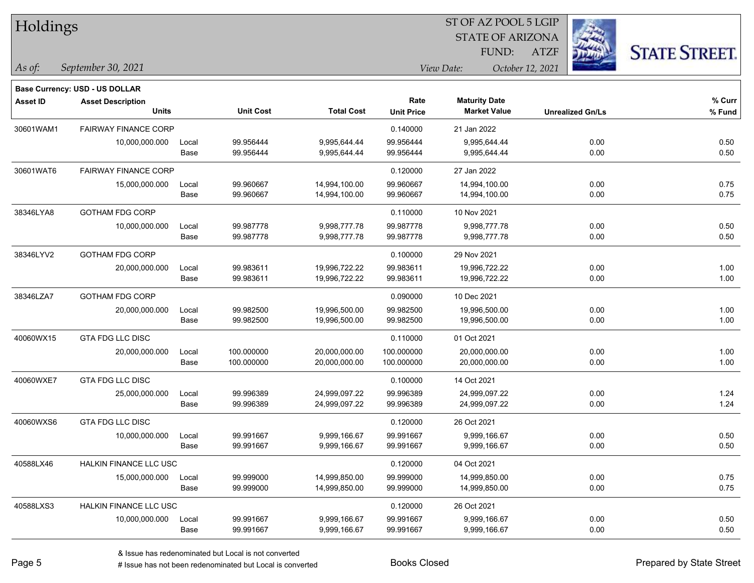# Holdings

ST OF AZ POOL 5 LGIP
STATE OF ARIZONA
FUND: ATZF

*As of:* *September 30, 2021*

*View Date:* *October 12, 2021*

**Base Currency: USD - US DOLLAR**

| Asset ID | Asset Description / Units | | Unit Cost | Total Cost | Rate / Unit Price | Maturity Date / Market Value | Unrealized Gn/Ls | % Curr / % Fund |
|---|---|---|---|---|---|---|---|---|
| 30601WAM1 | FAIRWAY FINANCE CORP | | | | 0.140000 | 21 Jan 2022 | | |
| | 10,000,000.000 | Local | 99.956444 | 9,995,644.44 | 99.956444 | 9,995,644.44 | 0.00 | 0.50 |
| | | Base | 99.956444 | 9,995,644.44 | 99.956444 | 9,995,644.44 | 0.00 | 0.50 |
| 30601WAT6 | FAIRWAY FINANCE CORP | | | | 0.120000 | 27 Jan 2022 | | |
| | 15,000,000.000 | Local | 99.960667 | 14,994,100.00 | 99.960667 | 14,994,100.00 | 0.00 | 0.75 |
| | | Base | 99.960667 | 14,994,100.00 | 99.960667 | 14,994,100.00 | 0.00 | 0.75 |
| 38346LYA8 | GOTHAM FDG CORP | | | | 0.110000 | 10 Nov 2021 | | |
| | 10,000,000.000 | Local | 99.987778 | 9,998,777.78 | 99.987778 | 9,998,777.78 | 0.00 | 0.50 |
| | | Base | 99.987778 | 9,998,777.78 | 99.987778 | 9,998,777.78 | 0.00 | 0.50 |
| 38346LYV2 | GOTHAM FDG CORP | | | | 0.100000 | 29 Nov 2021 | | |
| | 20,000,000.000 | Local | 99.983611 | 19,996,722.22 | 99.983611 | 19,996,722.22 | 0.00 | 1.00 |
| | | Base | 99.983611 | 19,996,722.22 | 99.983611 | 19,996,722.22 | 0.00 | 1.00 |
| 38346LZA7 | GOTHAM FDG CORP | | | | 0.090000 | 10 Dec 2021 | | |
| | 20,000,000.000 | Local | 99.982500 | 19,996,500.00 | 99.982500 | 19,996,500.00 | 0.00 | 1.00 |
| | | Base | 99.982500 | 19,996,500.00 | 99.982500 | 19,996,500.00 | 0.00 | 1.00 |
| 40060WX15 | GTA FDG LLC DISC | | | | 0.110000 | 01 Oct 2021 | | |
| | 20,000,000.000 | Local | 100.000000 | 20,000,000.00 | 100.000000 | 20,000,000.00 | 0.00 | 1.00 |
| | | Base | 100.000000 | 20,000,000.00 | 100.000000 | 20,000,000.00 | 0.00 | 1.00 |
| 40060WXE7 | GTA FDG LLC DISC | | | | 0.100000 | 14 Oct 2021 | | |
| | 25,000,000.000 | Local | 99.996389 | 24,999,097.22 | 99.996389 | 24,999,097.22 | 0.00 | 1.24 |
| | | Base | 99.996389 | 24,999,097.22 | 99.996389 | 24,999,097.22 | 0.00 | 1.24 |
| 40060WXS6 | GTA FDG LLC DISC | | | | 0.120000 | 26 Oct 2021 | | |
| | 10,000,000.000 | Local | 99.991667 | 9,999,166.67 | 99.991667 | 9,999,166.67 | 0.00 | 0.50 |
| | | Base | 99.991667 | 9,999,166.67 | 99.991667 | 9,999,166.67 | 0.00 | 0.50 |
| 40588LX46 | HALKIN FINANCE LLC USC | | | | 0.120000 | 04 Oct 2021 | | |
| | 15,000,000.000 | Local | 99.999000 | 14,999,850.00 | 99.999000 | 14,999,850.00 | 0.00 | 0.75 |
| | | Base | 99.999000 | 14,999,850.00 | 99.999000 | 14,999,850.00 | 0.00 | 0.75 |
| 40588LXS3 | HALKIN FINANCE LLC USC | | | | 0.120000 | 26 Oct 2021 | | |
| | 10,000,000.000 | Local | 99.991667 | 9,999,166.67 | 99.991667 | 9,999,166.67 | 0.00 | 0.50 |
| | | Base | 99.991667 | 9,999,166.67 | 99.991667 | 9,999,166.67 | 0.00 | 0.50 |

& Issue has redenominated but Local is not converted
# Issue has not been redenominated but Local is converted

Books Closed

Prepared by State Street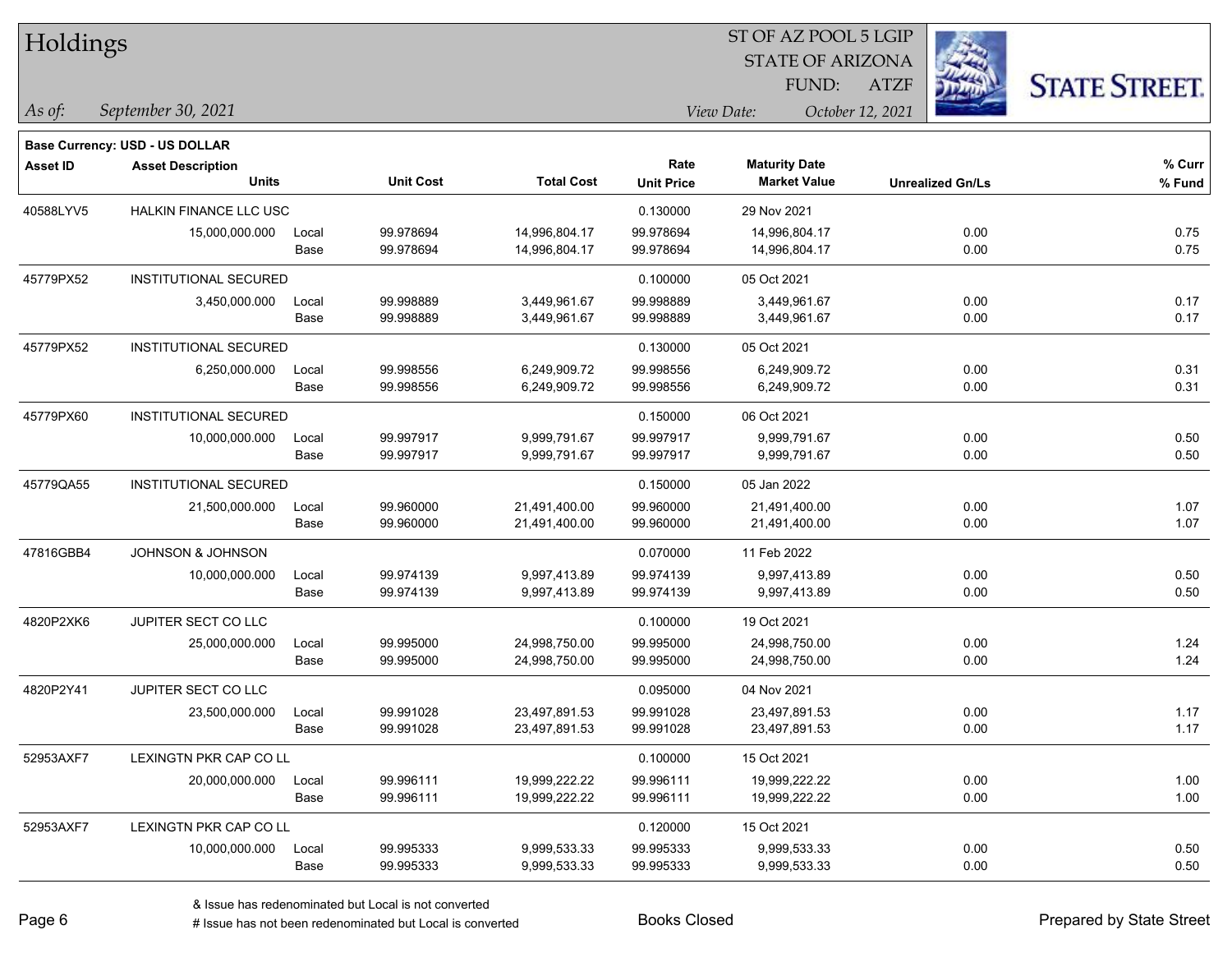# Holdings

ST OF AZ POOL 5 LGIP
STATE OF ARIZONA
FUND: ATZF

*As of:* *September 30, 2021*
*View Date:* *October 12, 2021*

**Base Currency: USD - US DOLLAR**

| Asset ID | Asset Description / Units | | Unit Cost | Total Cost | Rate / Unit Price | Maturity Date / Market Value | Unrealized Gn/Ls | % Curr / % Fund |
|---|---|---|---|---|---|---|---|---|
| 40588LYV5 | HALKIN FINANCE LLC USC | | | | 0.130000 | 29 Nov 2021 | | |
| | 15,000,000.000 | Local | 99.978694 | 14,996,804.17 | 99.978694 | 14,996,804.17 | 0.00 | 0.75 |
| | | Base | 99.978694 | 14,996,804.17 | 99.978694 | 14,996,804.17 | 0.00 | 0.75 |
| 45779PX52 | INSTITUTIONAL SECURED | | | | 0.100000 | 05 Oct 2021 | | |
| | 3,450,000.000 | Local | 99.998889 | 3,449,961.67 | 99.998889 | 3,449,961.67 | 0.00 | 0.17 |
| | | Base | 99.998889 | 3,449,961.67 | 99.998889 | 3,449,961.67 | 0.00 | 0.17 |
| 45779PX52 | INSTITUTIONAL SECURED | | | | 0.130000 | 05 Oct 2021 | | |
| | 6,250,000.000 | Local | 99.998556 | 6,249,909.72 | 99.998556 | 6,249,909.72 | 0.00 | 0.31 |
| | | Base | 99.998556 | 6,249,909.72 | 99.998556 | 6,249,909.72 | 0.00 | 0.31 |
| 45779PX60 | INSTITUTIONAL SECURED | | | | 0.150000 | 06 Oct 2021 | | |
| | 10,000,000.000 | Local | 99.997917 | 9,999,791.67 | 99.997917 | 9,999,791.67 | 0.00 | 0.50 |
| | | Base | 99.997917 | 9,999,791.67 | 99.997917 | 9,999,791.67 | 0.00 | 0.50 |
| 45779QA55 | INSTITUTIONAL SECURED | | | | 0.150000 | 05 Jan 2022 | | |
| | 21,500,000.000 | Local | 99.960000 | 21,491,400.00 | 99.960000 | 21,491,400.00 | 0.00 | 1.07 |
| | | Base | 99.960000 | 21,491,400.00 | 99.960000 | 21,491,400.00 | 0.00 | 1.07 |
| 47816GBB4 | JOHNSON & JOHNSON | | | | 0.070000 | 11 Feb 2022 | | |
| | 10,000,000.000 | Local | 99.974139 | 9,997,413.89 | 99.974139 | 9,997,413.89 | 0.00 | 0.50 |
| | | Base | 99.974139 | 9,997,413.89 | 99.974139 | 9,997,413.89 | 0.00 | 0.50 |
| 4820P2XK6 | JUPITER SECT CO LLC | | | | 0.100000 | 19 Oct 2021 | | |
| | 25,000,000.000 | Local | 99.995000 | 24,998,750.00 | 99.995000 | 24,998,750.00 | 0.00 | 1.24 |
| | | Base | 99.995000 | 24,998,750.00 | 99.995000 | 24,998,750.00 | 0.00 | 1.24 |
| 4820P2Y41 | JUPITER SECT CO LLC | | | | 0.095000 | 04 Nov 2021 | | |
| | 23,500,000.000 | Local | 99.991028 | 23,497,891.53 | 99.991028 | 23,497,891.53 | 0.00 | 1.17 |
| | | Base | 99.991028 | 23,497,891.53 | 99.991028 | 23,497,891.53 | 0.00 | 1.17 |
| 52953AXF7 | LEXINGTN PKR CAP CO LL | | | | 0.100000 | 15 Oct 2021 | | |
| | 20,000,000.000 | Local | 99.996111 | 19,999,222.22 | 99.996111 | 19,999,222.22 | 0.00 | 1.00 |
| | | Base | 99.996111 | 19,999,222.22 | 99.996111 | 19,999,222.22 | 0.00 | 1.00 |
| 52953AXF7 | LEXINGTN PKR CAP CO LL | | | | 0.120000 | 15 Oct 2021 | | |
| | 10,000,000.000 | Local | 99.995333 | 9,999,533.33 | 99.995333 | 9,999,533.33 | 0.00 | 0.50 |
| | | Base | 99.995333 | 9,999,533.33 | 99.995333 | 9,999,533.33 | 0.00 | 0.50 |

& Issue has redenominated but Local is not converted
# Issue has not been redenominated but Local is converted

Books Closed

Prepared by State Street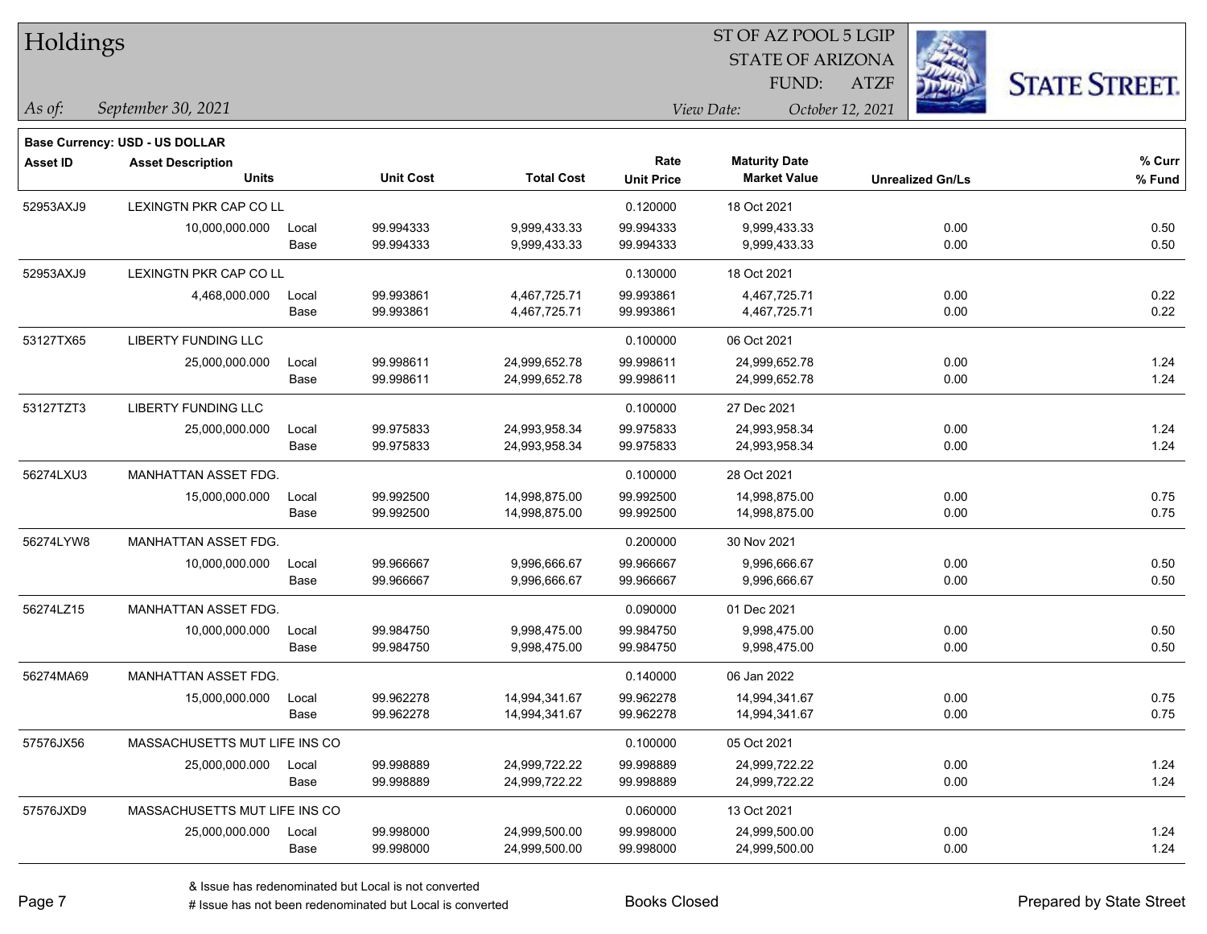# Holdings

ST OF AZ POOL 5 LGIP
STATE OF ARIZONA
FUND: ATZF

*As of:* *September 30, 2021*

*View Date:* *October 12, 2021*

**Base Currency: USD - US DOLLAR**

| Asset ID | Asset Description / Units | | Unit Cost | Total Cost | Rate / Unit Price | Maturity Date / Market Value | Unrealized Gn/Ls | % Curr / % Fund |
|---|---|---|---|---|---|---|---|---|
| 52953AXJ9 | LEXINGTN PKR CAP CO LL | | | | 0.120000 | 18 Oct 2021 | | |
| | 10,000,000.000 | Local | 99.994333 | 9,999,433.33 | 99.994333 | 9,999,433.33 | 0.00 | 0.50 |
| | | Base | 99.994333 | 9,999,433.33 | 99.994333 | 9,999,433.33 | 0.00 | 0.50 |
| 52953AXJ9 | LEXINGTN PKR CAP CO LL | | | | 0.130000 | 18 Oct 2021 | | |
| | 4,468,000.000 | Local | 99.993861 | 4,467,725.71 | 99.993861 | 4,467,725.71 | 0.00 | 0.22 |
| | | Base | 99.993861 | 4,467,725.71 | 99.993861 | 4,467,725.71 | 0.00 | 0.22 |
| 53127TX65 | LIBERTY FUNDING LLC | | | | 0.100000 | 06 Oct 2021 | | |
| | 25,000,000.000 | Local | 99.998611 | 24,999,652.78 | 99.998611 | 24,999,652.78 | 0.00 | 1.24 |
| | | Base | 99.998611 | 24,999,652.78 | 99.998611 | 24,999,652.78 | 0.00 | 1.24 |
| 53127TZT3 | LIBERTY FUNDING LLC | | | | 0.100000 | 27 Dec 2021 | | |
| | 25,000,000.000 | Local | 99.975833 | 24,993,958.34 | 99.975833 | 24,993,958.34 | 0.00 | 1.24 |
| | | Base | 99.975833 | 24,993,958.34 | 99.975833 | 24,993,958.34 | 0.00 | 1.24 |
| 56274LXU3 | MANHATTAN ASSET FDG. | | | | 0.100000 | 28 Oct 2021 | | |
| | 15,000,000.000 | Local | 99.992500 | 14,998,875.00 | 99.992500 | 14,998,875.00 | 0.00 | 0.75 |
| | | Base | 99.992500 | 14,998,875.00 | 99.992500 | 14,998,875.00 | 0.00 | 0.75 |
| 56274LYW8 | MANHATTAN ASSET FDG. | | | | 0.200000 | 30 Nov 2021 | | |
| | 10,000,000.000 | Local | 99.966667 | 9,996,666.67 | 99.966667 | 9,996,666.67 | 0.00 | 0.50 |
| | | Base | 99.966667 | 9,996,666.67 | 99.966667 | 9,996,666.67 | 0.00 | 0.50 |
| 56274LZ15 | MANHATTAN ASSET FDG. | | | | 0.090000 | 01 Dec 2021 | | |
| | 10,000,000.000 | Local | 99.984750 | 9,998,475.00 | 99.984750 | 9,998,475.00 | 0.00 | 0.50 |
| | | Base | 99.984750 | 9,998,475.00 | 99.984750 | 9,998,475.00 | 0.00 | 0.50 |
| 56274MA69 | MANHATTAN ASSET FDG. | | | | 0.140000 | 06 Jan 2022 | | |
| | 15,000,000.000 | Local | 99.962278 | 14,994,341.67 | 99.962278 | 14,994,341.67 | 0.00 | 0.75 |
| | | Base | 99.962278 | 14,994,341.67 | 99.962278 | 14,994,341.67 | 0.00 | 0.75 |
| 57576JX56 | MASSACHUSETTS MUT LIFE INS CO | | | | 0.100000 | 05 Oct 2021 | | |
| | 25,000,000.000 | Local | 99.998889 | 24,999,722.22 | 99.998889 | 24,999,722.22 | 0.00 | 1.24 |
| | | Base | 99.998889 | 24,999,722.22 | 99.998889 | 24,999,722.22 | 0.00 | 1.24 |
| 57576JXD9 | MASSACHUSETTS MUT LIFE INS CO | | | | 0.060000 | 13 Oct 2021 | | |
| | 25,000,000.000 | Local | 99.998000 | 24,999,500.00 | 99.998000 | 24,999,500.00 | 0.00 | 1.24 |
| | | Base | 99.998000 | 24,999,500.00 | 99.998000 | 24,999,500.00 | 0.00 | 1.24 |

& Issue has redenominated but Local is not converted
# Issue has not been redenominated but Local is converted

Books Closed

Prepared by State Street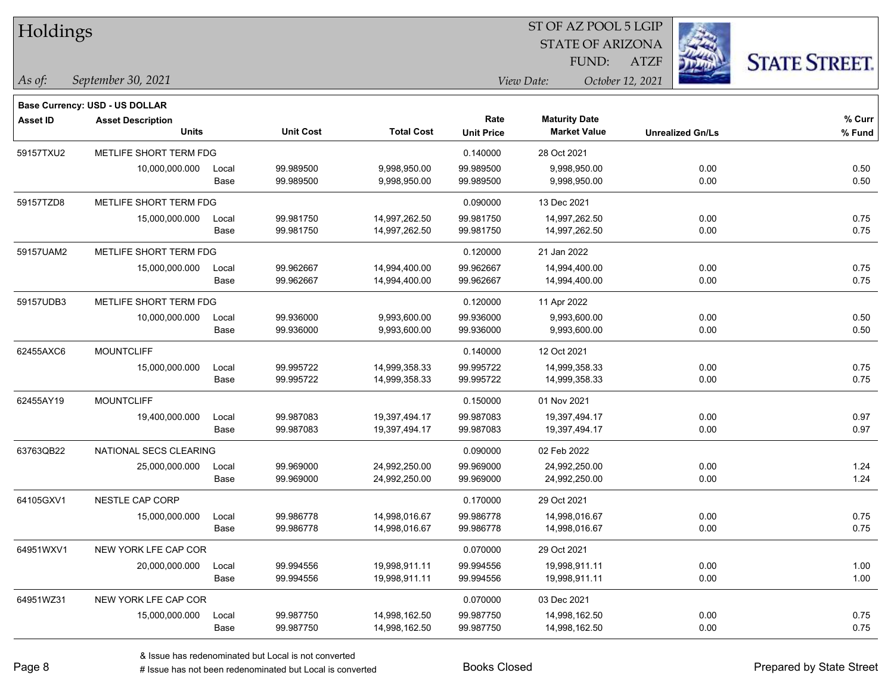# Holdings

ST OF AZ POOL 5 LGIP
STATE OF ARIZONA
FUND: ATZF

*As of:* *September 30, 2021*

*View Date:* *October 12, 2021*

**Base Currency: USD - US DOLLAR**

| Asset ID | Asset Description / Units | | Unit Cost | Total Cost | Rate / Unit Price | Maturity Date / Market Value | Unrealized Gn/Ls | % Curr / % Fund |
|---|---|---|---|---|---|---|---|---|
| 59157TXU2 | METLIFE SHORT TERM FDG | | | | 0.140000 | 28 Oct 2021 | | |
| | 10,000,000.000 | Local | 99.989500 | 9,998,950.00 | 99.989500 | 9,998,950.00 | 0.00 | 0.50 |
| | | Base | 99.989500 | 9,998,950.00 | 99.989500 | 9,998,950.00 | 0.00 | 0.50 |
| 59157TZD8 | METLIFE SHORT TERM FDG | | | | 0.090000 | 13 Dec 2021 | | |
| | 15,000,000.000 | Local | 99.981750 | 14,997,262.50 | 99.981750 | 14,997,262.50 | 0.00 | 0.75 |
| | | Base | 99.981750 | 14,997,262.50 | 99.981750 | 14,997,262.50 | 0.00 | 0.75 |
| 59157UAM2 | METLIFE SHORT TERM FDG | | | | 0.120000 | 21 Jan 2022 | | |
| | 15,000,000.000 | Local | 99.962667 | 14,994,400.00 | 99.962667 | 14,994,400.00 | 0.00 | 0.75 |
| | | Base | 99.962667 | 14,994,400.00 | 99.962667 | 14,994,400.00 | 0.00 | 0.75 |
| 59157UDB3 | METLIFE SHORT TERM FDG | | | | 0.120000 | 11 Apr 2022 | | |
| | 10,000,000.000 | Local | 99.936000 | 9,993,600.00 | 99.936000 | 9,993,600.00 | 0.00 | 0.50 |
| | | Base | 99.936000 | 9,993,600.00 | 99.936000 | 9,993,600.00 | 0.00 | 0.50 |
| 62455AXC6 | MOUNTCLIFF | | | | 0.140000 | 12 Oct 2021 | | |
| | 15,000,000.000 | Local | 99.995722 | 14,999,358.33 | 99.995722 | 14,999,358.33 | 0.00 | 0.75 |
| | | Base | 99.995722 | 14,999,358.33 | 99.995722 | 14,999,358.33 | 0.00 | 0.75 |
| 62455AY19 | MOUNTCLIFF | | | | 0.150000 | 01 Nov 2021 | | |
| | 19,400,000.000 | Local | 99.987083 | 19,397,494.17 | 99.987083 | 19,397,494.17 | 0.00 | 0.97 |
| | | Base | 99.987083 | 19,397,494.17 | 99.987083 | 19,397,494.17 | 0.00 | 0.97 |
| 63763QB22 | NATIONAL SECS CLEARING | | | | 0.090000 | 02 Feb 2022 | | |
| | 25,000,000.000 | Local | 99.969000 | 24,992,250.00 | 99.969000 | 24,992,250.00 | 0.00 | 1.24 |
| | | Base | 99.969000 | 24,992,250.00 | 99.969000 | 24,992,250.00 | 0.00 | 1.24 |
| 64105GXV1 | NESTLE CAP CORP | | | | 0.170000 | 29 Oct 2021 | | |
| | 15,000,000.000 | Local | 99.986778 | 14,998,016.67 | 99.986778 | 14,998,016.67 | 0.00 | 0.75 |
| | | Base | 99.986778 | 14,998,016.67 | 99.986778 | 14,998,016.67 | 0.00 | 0.75 |
| 64951WXV1 | NEW YORK LFE CAP COR | | | | 0.070000 | 29 Oct 2021 | | |
| | 20,000,000.000 | Local | 99.994556 | 19,998,911.11 | 99.994556 | 19,998,911.11 | 0.00 | 1.00 |
| | | Base | 99.994556 | 19,998,911.11 | 99.994556 | 19,998,911.11 | 0.00 | 1.00 |
| 64951WZ31 | NEW YORK LFE CAP COR | | | | 0.070000 | 03 Dec 2021 | | |
| | 15,000,000.000 | Local | 99.987750 | 14,998,162.50 | 99.987750 | 14,998,162.50 | 0.00 | 0.75 |
| | | Base | 99.987750 | 14,998,162.50 | 99.987750 | 14,998,162.50 | 0.00 | 0.75 |

& Issue has redenominated but Local is not converted
# Issue has not been redenominated but Local is converted

Books Closed

Prepared by State Street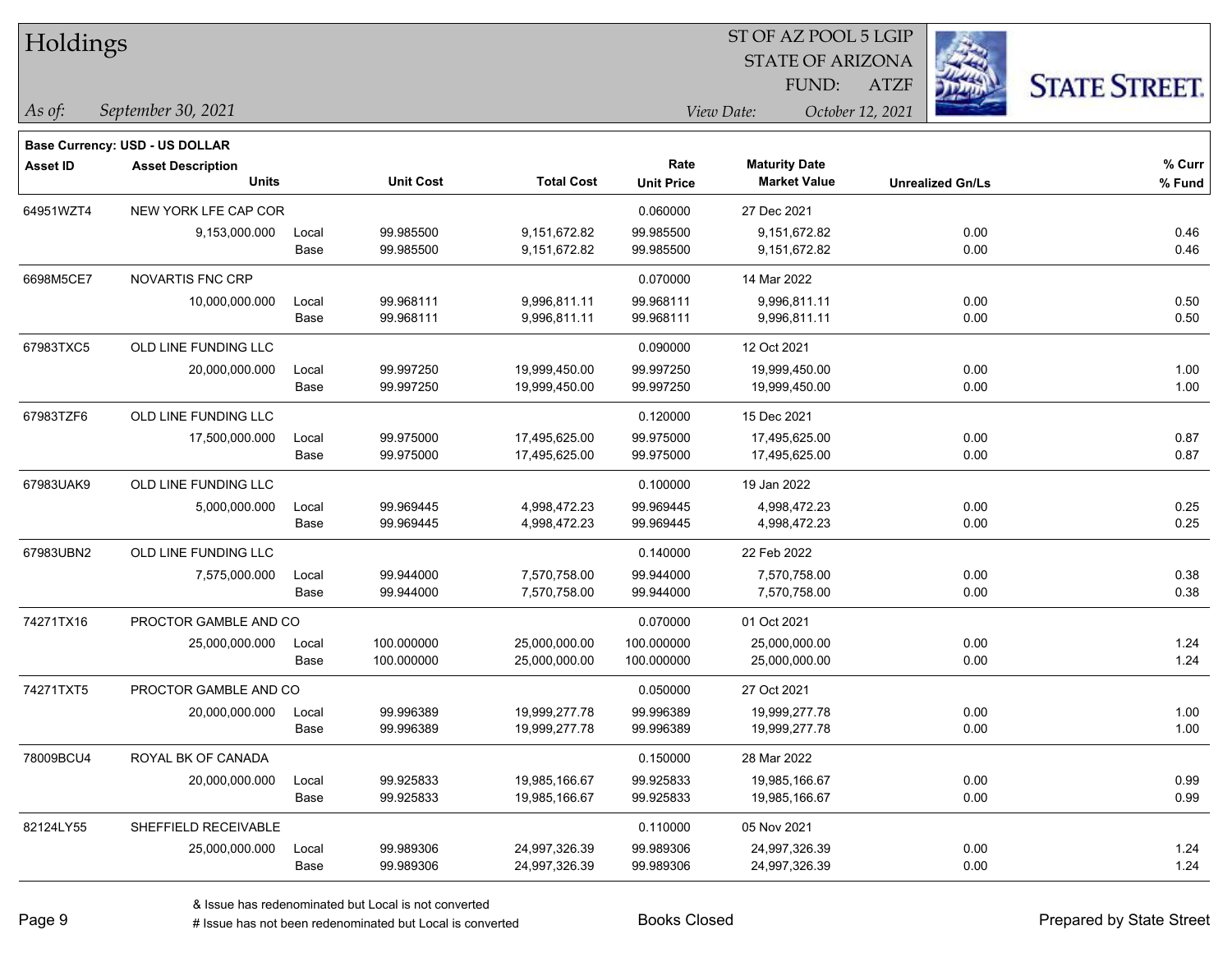# Holdings

ST OF AZ POOL 5 LGIP
STATE OF ARIZONA
FUND: ATZF

*As of:* *September 30, 2021*

*View Date:* *October 12, 2021*

**Base Currency: USD - US DOLLAR**

| Asset ID | Asset Description / Units | | Unit Cost | Total Cost | Rate / Unit Price | Maturity Date / Market Value | Unrealized Gn/Ls | % Curr / % Fund |
|---|---|---|---|---|---|---|---|---|
| 64951WZT4 | NEW YORK LFE CAP COR | | | | 0.060000 | 27 Dec 2021 | | |
| | 9,153,000.000 | Local | 99.985500 | 9,151,672.82 | 99.985500 | 9,151,672.82 | 0.00 | 0.46 |
| | | Base | 99.985500 | 9,151,672.82 | 99.985500 | 9,151,672.82 | 0.00 | 0.46 |
| 6698M5CE7 | NOVARTIS FNC CRP | | | | 0.070000 | 14 Mar 2022 | | |
| | 10,000,000.000 | Local | 99.968111 | 9,996,811.11 | 99.968111 | 9,996,811.11 | 0.00 | 0.50 |
| | | Base | 99.968111 | 9,996,811.11 | 99.968111 | 9,996,811.11 | 0.00 | 0.50 |
| 67983TXC5 | OLD LINE FUNDING LLC | | | | 0.090000 | 12 Oct 2021 | | |
| | 20,000,000.000 | Local | 99.997250 | 19,999,450.00 | 99.997250 | 19,999,450.00 | 0.00 | 1.00 |
| | | Base | 99.997250 | 19,999,450.00 | 99.997250 | 19,999,450.00 | 0.00 | 1.00 |
| 67983TZF6 | OLD LINE FUNDING LLC | | | | 0.120000 | 15 Dec 2021 | | |
| | 17,500,000.000 | Local | 99.975000 | 17,495,625.00 | 99.975000 | 17,495,625.00 | 0.00 | 0.87 |
| | | Base | 99.975000 | 17,495,625.00 | 99.975000 | 17,495,625.00 | 0.00 | 0.87 |
| 67983UAK9 | OLD LINE FUNDING LLC | | | | 0.100000 | 19 Jan 2022 | | |
| | 5,000,000.000 | Local | 99.969445 | 4,998,472.23 | 99.969445 | 4,998,472.23 | 0.00 | 0.25 |
| | | Base | 99.969445 | 4,998,472.23 | 99.969445 | 4,998,472.23 | 0.00 | 0.25 |
| 67983UBN2 | OLD LINE FUNDING LLC | | | | 0.140000 | 22 Feb 2022 | | |
| | 7,575,000.000 | Local | 99.944000 | 7,570,758.00 | 99.944000 | 7,570,758.00 | 0.00 | 0.38 |
| | | Base | 99.944000 | 7,570,758.00 | 99.944000 | 7,570,758.00 | 0.00 | 0.38 |
| 74271TX16 | PROCTOR GAMBLE AND CO | | | | 0.070000 | 01 Oct 2021 | | |
| | 25,000,000.000 | Local | 100.000000 | 25,000,000.00 | 100.000000 | 25,000,000.00 | 0.00 | 1.24 |
| | | Base | 100.000000 | 25,000,000.00 | 100.000000 | 25,000,000.00 | 0.00 | 1.24 |
| 74271TXT5 | PROCTOR GAMBLE AND CO | | | | 0.050000 | 27 Oct 2021 | | |
| | 20,000,000.000 | Local | 99.996389 | 19,999,277.78 | 99.996389 | 19,999,277.78 | 0.00 | 1.00 |
| | | Base | 99.996389 | 19,999,277.78 | 99.996389 | 19,999,277.78 | 0.00 | 1.00 |
| 78009BCU4 | ROYAL BK OF CANADA | | | | 0.150000 | 28 Mar 2022 | | |
| | 20,000,000.000 | Local | 99.925833 | 19,985,166.67 | 99.925833 | 19,985,166.67 | 0.00 | 0.99 |
| | | Base | 99.925833 | 19,985,166.67 | 99.925833 | 19,985,166.67 | 0.00 | 0.99 |
| 82124LY55 | SHEFFIELD RECEIVABLE | | | | 0.110000 | 05 Nov 2021 | | |
| | 25,000,000.000 | Local | 99.989306 | 24,997,326.39 | 99.989306 | 24,997,326.39 | 0.00 | 1.24 |
| | | Base | 99.989306 | 24,997,326.39 | 99.989306 | 24,997,326.39 | 0.00 | 1.24 |

& Issue has redenominated but Local is not converted
# Issue has not been redenominated but Local is converted

Books Closed

Prepared by State Street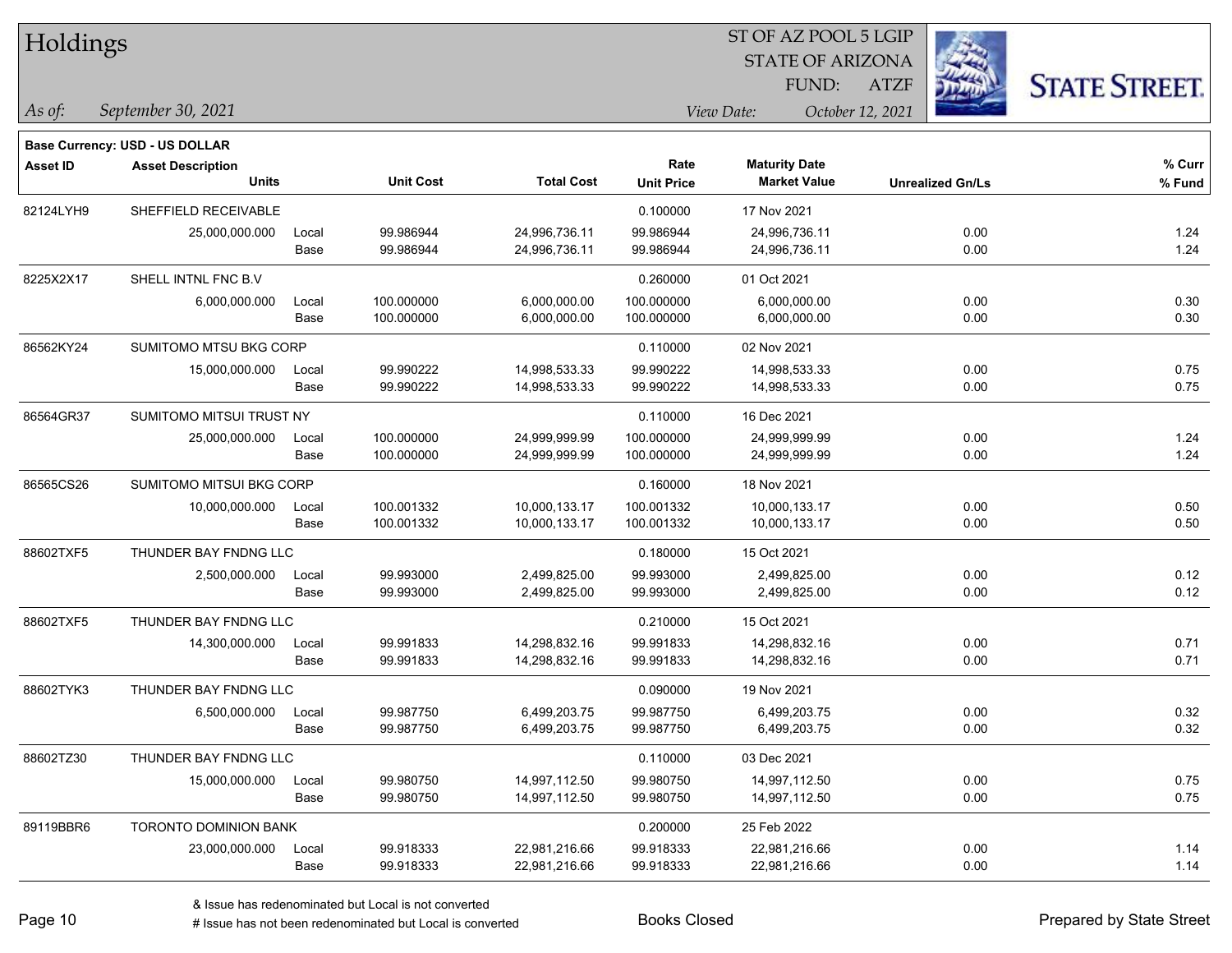# Holdings

ST OF AZ POOL 5 LGIP
STATE OF ARIZONA
FUND: ATZF

*As of:* *September 30, 2021*

*View Date:* *October 12, 2021*

**Base Currency: USD - US DOLLAR**

| Asset ID | Asset Description / Units | | Unit Cost | Total Cost | Rate / Unit Price | Maturity Date / Market Value | Unrealized Gn/Ls | % Curr / % Fund |
|---|---|---|---|---|---|---|---|---|
| 82124LYH9 | SHEFFIELD RECEIVABLE | | | | 0.100000 | 17 Nov 2021 | | |
| | 25,000,000.000 | Local | 99.986944 | 24,996,736.11 | 99.986944 | 24,996,736.11 | 0.00 | 1.24 |
| | | Base | 99.986944 | 24,996,736.11 | 99.986944 | 24,996,736.11 | 0.00 | 1.24 |
| 8225X2X17 | SHELL INTNL FNC B.V | | | | 0.260000 | 01 Oct 2021 | | |
| | 6,000,000.000 | Local | 100.000000 | 6,000,000.00 | 100.000000 | 6,000,000.00 | 0.00 | 0.30 |
| | | Base | 100.000000 | 6,000,000.00 | 100.000000 | 6,000,000.00 | 0.00 | 0.30 |
| 86562KY24 | SUMITOMO MTSU BKG CORP | | | | 0.110000 | 02 Nov 2021 | | |
| | 15,000,000.000 | Local | 99.990222 | 14,998,533.33 | 99.990222 | 14,998,533.33 | 0.00 | 0.75 |
| | | Base | 99.990222 | 14,998,533.33 | 99.990222 | 14,998,533.33 | 0.00 | 0.75 |
| 86564GR37 | SUMITOMO MITSUI TRUST NY | | | | 0.110000 | 16 Dec 2021 | | |
| | 25,000,000.000 | Local | 100.000000 | 24,999,999.99 | 100.000000 | 24,999,999.99 | 0.00 | 1.24 |
| | | Base | 100.000000 | 24,999,999.99 | 100.000000 | 24,999,999.99 | 0.00 | 1.24 |
| 86565CS26 | SUMITOMO MITSUI BKG CORP | | | | 0.160000 | 18 Nov 2021 | | |
| | 10,000,000.000 | Local | 100.001332 | 10,000,133.17 | 100.001332 | 10,000,133.17 | 0.00 | 0.50 |
| | | Base | 100.001332 | 10,000,133.17 | 100.001332 | 10,000,133.17 | 0.00 | 0.50 |
| 88602TXF5 | THUNDER BAY FNDNG LLC | | | | 0.180000 | 15 Oct 2021 | | |
| | 2,500,000.000 | Local | 99.993000 | 2,499,825.00 | 99.993000 | 2,499,825.00 | 0.00 | 0.12 |
| | | Base | 99.993000 | 2,499,825.00 | 99.993000 | 2,499,825.00 | 0.00 | 0.12 |
| 88602TXF5 | THUNDER BAY FNDNG LLC | | | | 0.210000 | 15 Oct 2021 | | |
| | 14,300,000.000 | Local | 99.991833 | 14,298,832.16 | 99.991833 | 14,298,832.16 | 0.00 | 0.71 |
| | | Base | 99.991833 | 14,298,832.16 | 99.991833 | 14,298,832.16 | 0.00 | 0.71 |
| 88602TYK3 | THUNDER BAY FNDNG LLC | | | | 0.090000 | 19 Nov 2021 | | |
| | 6,500,000.000 | Local | 99.987750 | 6,499,203.75 | 99.987750 | 6,499,203.75 | 0.00 | 0.32 |
| | | Base | 99.987750 | 6,499,203.75 | 99.987750 | 6,499,203.75 | 0.00 | 0.32 |
| 88602TZ30 | THUNDER BAY FNDNG LLC | | | | 0.110000 | 03 Dec 2021 | | |
| | 15,000,000.000 | Local | 99.980750 | 14,997,112.50 | 99.980750 | 14,997,112.50 | 0.00 | 0.75 |
| | | Base | 99.980750 | 14,997,112.50 | 99.980750 | 14,997,112.50 | 0.00 | 0.75 |
| 89119BBR6 | TORONTO DOMINION BANK | | | | 0.200000 | 25 Feb 2022 | | |
| | 23,000,000.000 | Local | 99.918333 | 22,981,216.66 | 99.918333 | 22,981,216.66 | 0.00 | 1.14 |
| | | Base | 99.918333 | 22,981,216.66 | 99.918333 | 22,981,216.66 | 0.00 | 1.14 |

& Issue has redenominated but Local is not converted
# Issue has not been redenominated but Local is converted

Books Closed

Prepared by State Street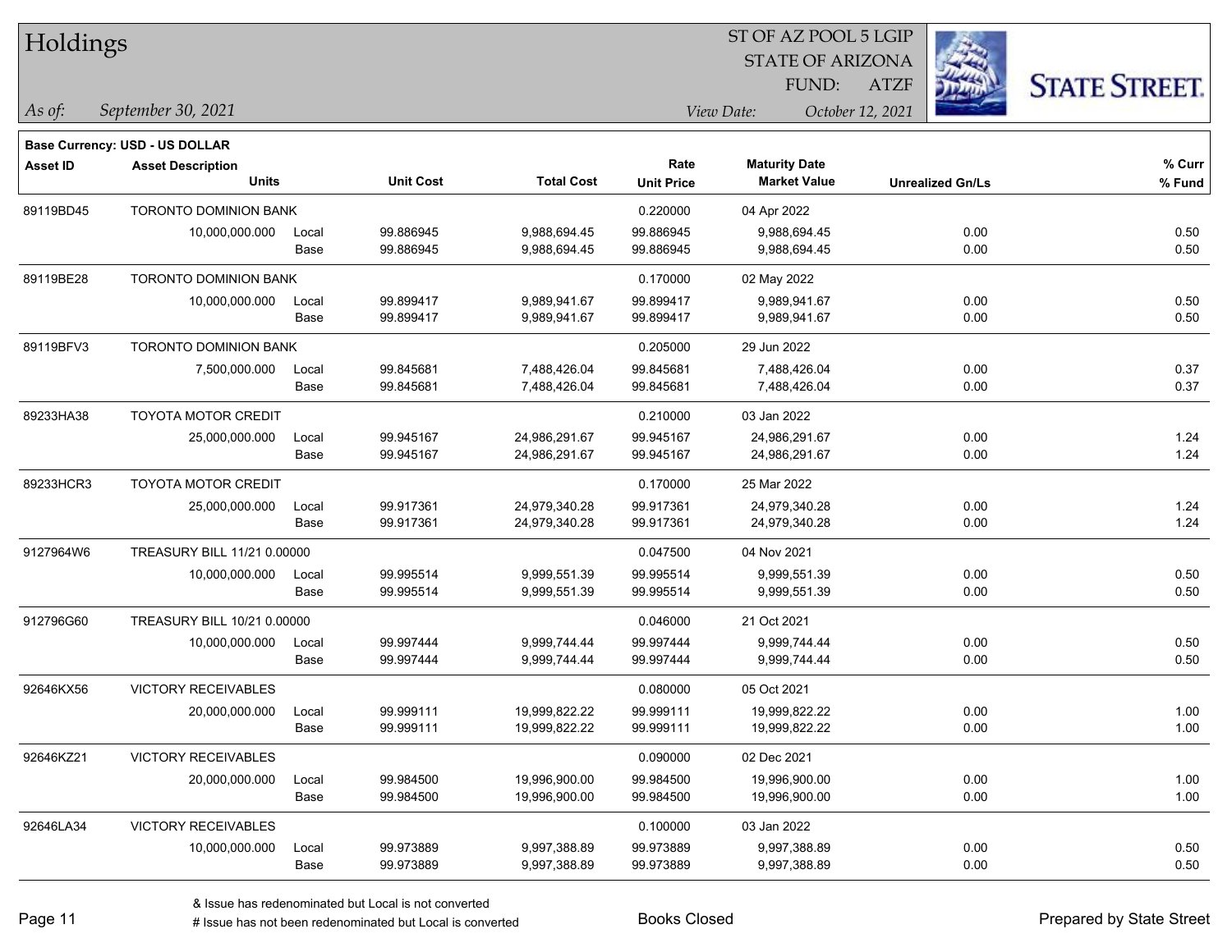# Holdings

ST OF AZ POOL 5 LGIP
STATE OF ARIZONA
FUND: ATZF

*As of:* *September 30, 2021*

*View Date:* *October 12, 2021*

**Base Currency: USD - US DOLLAR**

| Asset ID | Asset Description / Units | | Unit Cost | Total Cost | Rate / Unit Price | Maturity Date / Market Value | Unrealized Gn/Ls | % Curr / % Fund |
|---|---|---|---|---|---|---|---|---|
| 89119BD45 | TORONTO DOMINION BANK | | | | 0.220000 | 04 Apr 2022 | | |
| | 10,000,000.000 | Local | 99.886945 | 9,988,694.45 | 99.886945 | 9,988,694.45 | 0.00 | 0.50 |
| | | Base | 99.886945 | 9,988,694.45 | 99.886945 | 9,988,694.45 | 0.00 | 0.50 |
| 89119BE28 | TORONTO DOMINION BANK | | | | 0.170000 | 02 May 2022 | | |
| | 10,000,000.000 | Local | 99.899417 | 9,989,941.67 | 99.899417 | 9,989,941.67 | 0.00 | 0.50 |
| | | Base | 99.899417 | 9,989,941.67 | 99.899417 | 9,989,941.67 | 0.00 | 0.50 |
| 89119BFV3 | TORONTO DOMINION BANK | | | | 0.205000 | 29 Jun 2022 | | |
| | 7,500,000.000 | Local | 99.845681 | 7,488,426.04 | 99.845681 | 7,488,426.04 | 0.00 | 0.37 |
| | | Base | 99.845681 | 7,488,426.04 | 99.845681 | 7,488,426.04 | 0.00 | 0.37 |
| 89233HA38 | TOYOTA MOTOR CREDIT | | | | 0.210000 | 03 Jan 2022 | | |
| | 25,000,000.000 | Local | 99.945167 | 24,986,291.67 | 99.945167 | 24,986,291.67 | 0.00 | 1.24 |
| | | Base | 99.945167 | 24,986,291.67 | 99.945167 | 24,986,291.67 | 0.00 | 1.24 |
| 89233HCR3 | TOYOTA MOTOR CREDIT | | | | 0.170000 | 25 Mar 2022 | | |
| | 25,000,000.000 | Local | 99.917361 | 24,979,340.28 | 99.917361 | 24,979,340.28 | 0.00 | 1.24 |
| | | Base | 99.917361 | 24,979,340.28 | 99.917361 | 24,979,340.28 | 0.00 | 1.24 |
| 9127964W6 | TREASURY BILL 11/21 0.00000 | | | | 0.047500 | 04 Nov 2021 | | |
| | 10,000,000.000 | Local | 99.995514 | 9,999,551.39 | 99.995514 | 9,999,551.39 | 0.00 | 0.50 |
| | | Base | 99.995514 | 9,999,551.39 | 99.995514 | 9,999,551.39 | 0.00 | 0.50 |
| 912796G60 | TREASURY BILL 10/21 0.00000 | | | | 0.046000 | 21 Oct 2021 | | |
| | 10,000,000.000 | Local | 99.997444 | 9,999,744.44 | 99.997444 | 9,999,744.44 | 0.00 | 0.50 |
| | | Base | 99.997444 | 9,999,744.44 | 99.997444 | 9,999,744.44 | 0.00 | 0.50 |
| 92646KX56 | VICTORY RECEIVABLES | | | | 0.080000 | 05 Oct 2021 | | |
| | 20,000,000.000 | Local | 99.999111 | 19,999,822.22 | 99.999111 | 19,999,822.22 | 0.00 | 1.00 |
| | | Base | 99.999111 | 19,999,822.22 | 99.999111 | 19,999,822.22 | 0.00 | 1.00 |
| 92646KZ21 | VICTORY RECEIVABLES | | | | 0.090000 | 02 Dec 2021 | | |
| | 20,000,000.000 | Local | 99.984500 | 19,996,900.00 | 99.984500 | 19,996,900.00 | 0.00 | 1.00 |
| | | Base | 99.984500 | 19,996,900.00 | 99.984500 | 19,996,900.00 | 0.00 | 1.00 |
| 92646LA34 | VICTORY RECEIVABLES | | | | 0.100000 | 03 Jan 2022 | | |
| | 10,000,000.000 | Local | 99.973889 | 9,997,388.89 | 99.973889 | 9,997,388.89 | 0.00 | 0.50 |
| | | Base | 99.973889 | 9,997,388.89 | 99.973889 | 9,997,388.89 | 0.00 | 0.50 |

& Issue has redenominated but Local is not converted
# Issue has not been redenominated but Local is converted

Books Closed

Prepared by State Street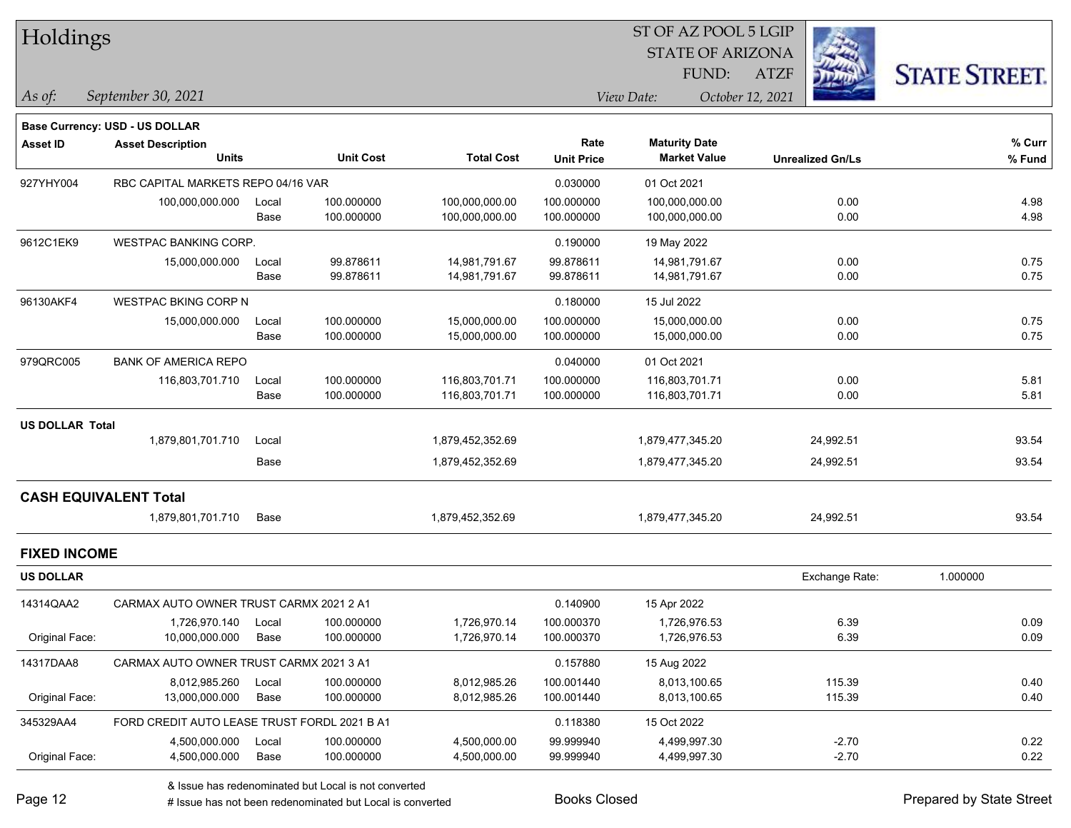# Holdings

ST OF AZ POOL 5 LGIP
STATE OF ARIZONA
FUND: ATZF

*As of: September 30, 2021*

*View Date: October 12, 2021*

**Base Currency: USD - US DOLLAR**

| Asset ID | Asset Description / Units | | Unit Cost | Total Cost | Rate / Unit Price | Maturity Date / Market Value | Unrealized Gn/Ls | % Curr / % Fund |
|---|---|---|---|---|---|---|---|---|
| 927YHY004 | RBC CAPITAL MARKETS REPO 04/16 VAR | | | | 0.030000 | 01 Oct 2021 | | |
| | 100,000,000.000 | Local | 100.000000 | 100,000,000.00 | 100.000000 | 100,000,000.00 | 0.00 | 4.98 |
| | | Base | 100.000000 | 100,000,000.00 | 100.000000 | 100,000,000.00 | 0.00 | 4.98 |
| 9612C1EK9 | WESTPAC BANKING CORP. | | | | 0.190000 | 19 May 2022 | | |
| | 15,000,000.000 | Local | 99.878611 | 14,981,791.67 | 99.878611 | 14,981,791.67 | 0.00 | 0.75 |
| | | Base | 99.878611 | 14,981,791.67 | 99.878611 | 14,981,791.67 | 0.00 | 0.75 |
| 96130AKF4 | WESTPAC BKING CORP N | | | | 0.180000 | 15 Jul 2022 | | |
| | 15,000,000.000 | Local | 100.000000 | 15,000,000.00 | 100.000000 | 15,000,000.00 | 0.00 | 0.75 |
| | | Base | 100.000000 | 15,000,000.00 | 100.000000 | 15,000,000.00 | 0.00 | 0.75 |
| 979QRC005 | BANK OF AMERICA REPO | | | | 0.040000 | 01 Oct 2021 | | |
| | 116,803,701.710 | Local | 100.000000 | 116,803,701.71 | 100.000000 | 116,803,701.71 | 0.00 | 5.81 |
| | | Base | 100.000000 | 116,803,701.71 | 100.000000 | 116,803,701.71 | 0.00 | 5.81 |
| **US DOLLAR Total** | | | | | | | | |
| | 1,879,801,701.710 | Local | | 1,879,452,352.69 | | 1,879,477,345.20 | 24,992.51 | 93.54 |
| | | Base | | 1,879,452,352.69 | | 1,879,477,345.20 | 24,992.51 | 93.54 |
| **CASH EQUIVALENT Total** | | | | | | | | |
| | 1,879,801,701.710 | Base | | 1,879,452,352.69 | | 1,879,477,345.20 | 24,992.51 | 93.54 |

## FIXED INCOME

**US DOLLAR** — Exchange Rate: 1.000000

| Asset ID | Asset Description / Units | | Unit Cost | Total Cost | Rate / Unit Price | Maturity Date / Market Value | Unrealized Gn/Ls | % Curr / % Fund |
|---|---|---|---|---|---|---|---|---|
| 14314QAA2 | CARMAX AUTO OWNER TRUST CARMX 2021 2 A1 | | | | 0.140900 | 15 Apr 2022 | | |
| | 1,726,970.140 | Local | 100.000000 | 1,726,970.14 | 100.000370 | 1,726,976.53 | 6.39 | 0.09 |
| Original Face: | 10,000,000.000 | Base | 100.000000 | 1,726,970.14 | 100.000370 | 1,726,976.53 | 6.39 | 0.09 |
| 14317DAA8 | CARMAX AUTO OWNER TRUST CARMX 2021 3 A1 | | | | 0.157880 | 15 Aug 2022 | | |
| | 8,012,985.260 | Local | 100.000000 | 8,012,985.26 | 100.001440 | 8,013,100.65 | 115.39 | 0.40 |
| Original Face: | 13,000,000.000 | Base | 100.000000 | 8,012,985.26 | 100.001440 | 8,013,100.65 | 115.39 | 0.40 |
| 345329AA4 | FORD CREDIT AUTO LEASE TRUST FORDL 2021 B A1 | | | | 0.118380 | 15 Oct 2022 | | |
| | 4,500,000.000 | Local | 100.000000 | 4,500,000.00 | 99.999940 | 4,499,997.30 | -2.70 | 0.22 |
| Original Face: | 4,500,000.000 | Base | 100.000000 | 4,500,000.00 | 99.999940 | 4,499,997.30 | -2.70 | 0.22 |

& Issue has redenominated but Local is not converted
# Issue has not been redenominated but Local is converted

Books Closed

Prepared by State Street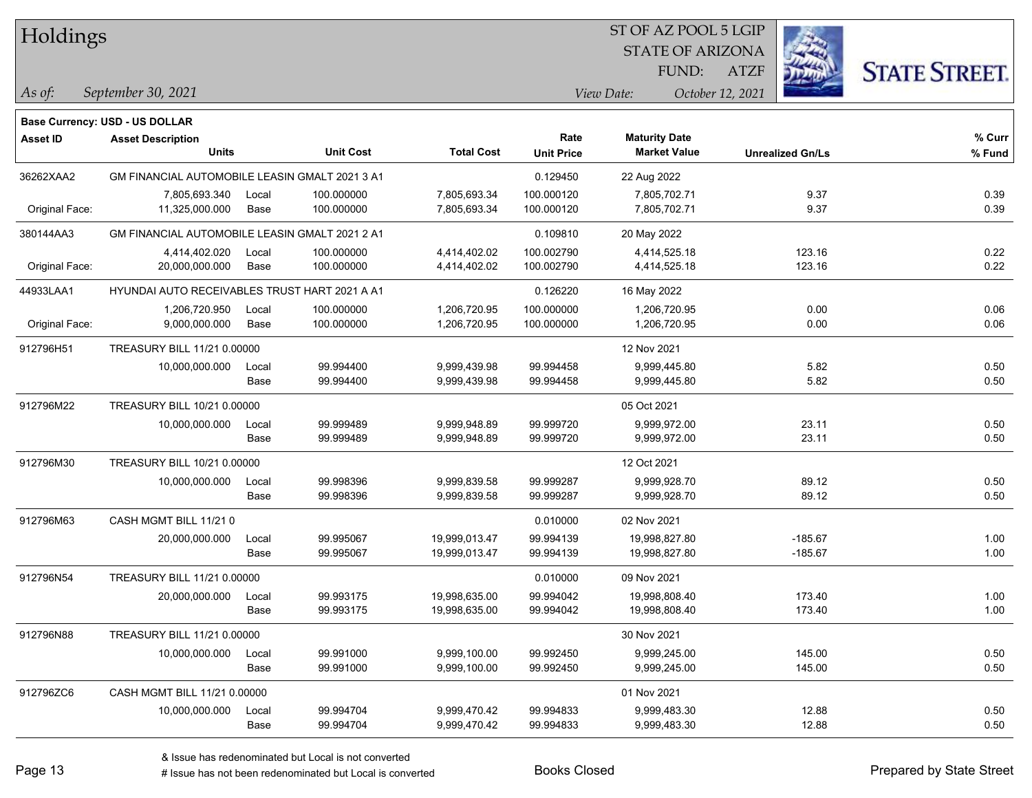# Holdings

ST OF AZ POOL 5 LGIP
STATE OF ARIZONA
FUND: ATZF

*As of:* *September 30, 2021*

*View Date:* *October 12, 2021*

**Base Currency: USD - US DOLLAR**

| Asset ID | Asset Description / Units | | Unit Cost | Total Cost | Rate / Unit Price | Maturity Date / Market Value | Unrealized Gn/Ls | % Curr / % Fund |
|---|---|---|---|---|---|---|---|---|
| 36262XAA2 | GM FINANCIAL AUTOMOBILE LEASIN GMALT 2021 3 A1 | | | | 0.129450 | 22 Aug 2022 | | |
| | 7,805,693.340 | Local | 100.000000 | 7,805,693.34 | 100.000120 | 7,805,702.71 | 9.37 | 0.39 |
| Original Face: | 11,325,000.000 | Base | 100.000000 | 7,805,693.34 | 100.000120 | 7,805,702.71 | 9.37 | 0.39 |
| 380144AA3 | GM FINANCIAL AUTOMOBILE LEASIN GMALT 2021 2 A1 | | | | 0.109810 | 20 May 2022 | | |
| | 4,414,402.020 | Local | 100.000000 | 4,414,402.02 | 100.002790 | 4,414,525.18 | 123.16 | 0.22 |
| Original Face: | 20,000,000.000 | Base | 100.000000 | 4,414,402.02 | 100.002790 | 4,414,525.18 | 123.16 | 0.22 |
| 44933LAA1 | HYUNDAI AUTO RECEIVABLES TRUST HART 2021 A A1 | | | | 0.126220 | 16 May 2022 | | |
| | 1,206,720.950 | Local | 100.000000 | 1,206,720.95 | 100.000000 | 1,206,720.95 | 0.00 | 0.06 |
| Original Face: | 9,000,000.000 | Base | 100.000000 | 1,206,720.95 | 100.000000 | 1,206,720.95 | 0.00 | 0.06 |
| 912796H51 | TREASURY BILL 11/21 0.00000 | | | | | 12 Nov 2021 | | |
| | 10,000,000.000 | Local | 99.994400 | 9,999,439.98 | 99.994458 | 9,999,445.80 | 5.82 | 0.50 |
| | | Base | 99.994400 | 9,999,439.98 | 99.994458 | 9,999,445.80 | 5.82 | 0.50 |
| 912796M22 | TREASURY BILL 10/21 0.00000 | | | | | 05 Oct 2021 | | |
| | 10,000,000.000 | Local | 99.999489 | 9,999,948.89 | 99.999720 | 9,999,972.00 | 23.11 | 0.50 |
| | | Base | 99.999489 | 9,999,948.89 | 99.999720 | 9,999,972.00 | 23.11 | 0.50 |
| 912796M30 | TREASURY BILL 10/21 0.00000 | | | | | 12 Oct 2021 | | |
| | 10,000,000.000 | Local | 99.998396 | 9,999,839.58 | 99.999287 | 9,999,928.70 | 89.12 | 0.50 |
| | | Base | 99.998396 | 9,999,839.58 | 99.999287 | 9,999,928.70 | 89.12 | 0.50 |
| 912796M63 | CASH MGMT BILL 11/21 0 | | | | 0.010000 | 02 Nov 2021 | | |
| | 20,000,000.000 | Local | 99.995067 | 19,999,013.47 | 99.994139 | 19,998,827.80 | -185.67 | 1.00 |
| | | Base | 99.995067 | 19,999,013.47 | 99.994139 | 19,998,827.80 | -185.67 | 1.00 |
| 912796N54 | TREASURY BILL 11/21 0.00000 | | | | 0.010000 | 09 Nov 2021 | | |
| | 20,000,000.000 | Local | 99.993175 | 19,998,635.00 | 99.994042 | 19,998,808.40 | 173.40 | 1.00 |
| | | Base | 99.993175 | 19,998,635.00 | 99.994042 | 19,998,808.40 | 173.40 | 1.00 |
| 912796N88 | TREASURY BILL 11/21 0.00000 | | | | | 30 Nov 2021 | | |
| | 10,000,000.000 | Local | 99.991000 | 9,999,100.00 | 99.992450 | 9,999,245.00 | 145.00 | 0.50 |
| | | Base | 99.991000 | 9,999,100.00 | 99.992450 | 9,999,245.00 | 145.00 | 0.50 |
| 912796ZC6 | CASH MGMT BILL 11/21 0.00000 | | | | | 01 Nov 2021 | | |
| | 10,000,000.000 | Local | 99.994704 | 9,999,470.42 | 99.994833 | 9,999,483.30 | 12.88 | 0.50 |
| | | Base | 99.994704 | 9,999,470.42 | 99.994833 | 9,999,483.30 | 12.88 | 0.50 |

& Issue has redenominated but Local is not converted
# Issue has not been redenominated but Local is converted

Books Closed

Prepared by State Street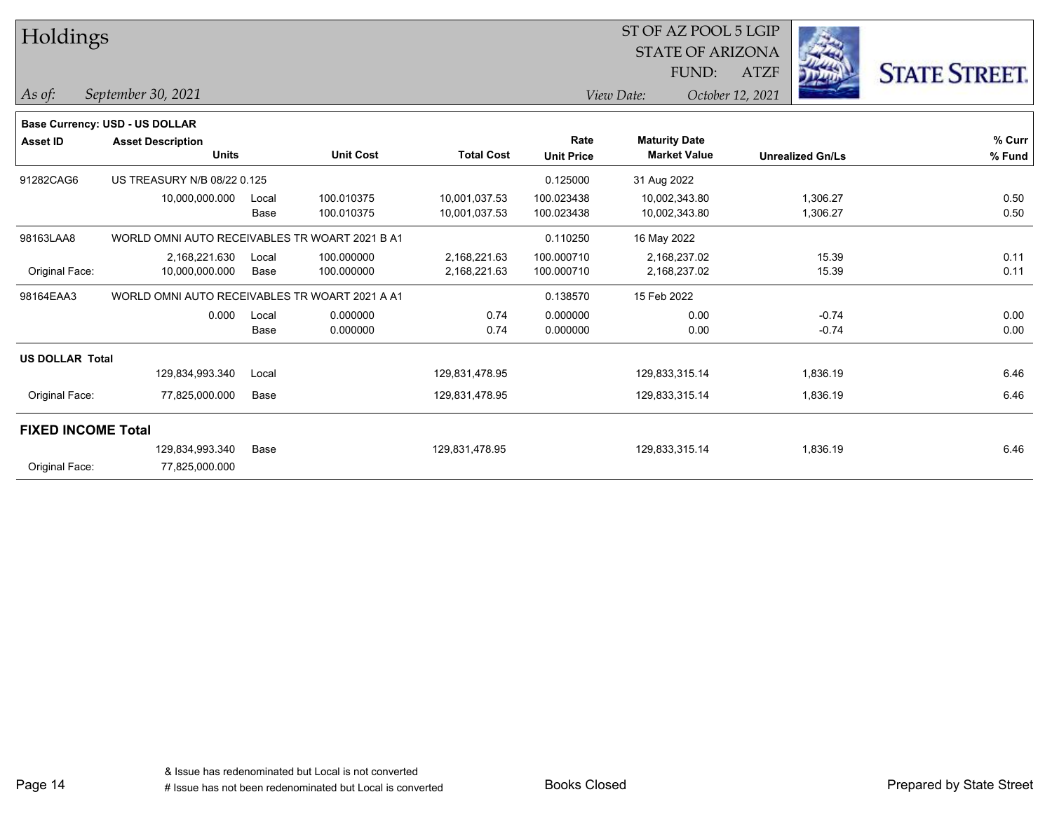# Holdings

ST OF AZ POOL 5 LGIP
STATE OF ARIZONA
FUND: ATZF

*As of:* *September 30, 2021*    *View Date:* *October 12, 2021*

STATE STREET.

**Base Currency: USD - US DOLLAR**

| Asset ID | Asset Description / Units | | Unit Cost | Total Cost | Rate / Unit Price | Maturity Date / Market Value | Unrealized Gn/Ls | % Curr / % Fund |
|---|---|---|---|---|---|---|---|---|
| 91282CAG6 | US TREASURY N/B 08/22 0.125 | | | | 0.125000 | 31 Aug 2022 | | |
| | 10,000,000.000 | Local | 100.010375 | 10,001,037.53 | 100.023438 | 10,002,343.80 | 1,306.27 | 0.50 |
| | | Base | 100.010375 | 10,001,037.53 | 100.023438 | 10,002,343.80 | 1,306.27 | 0.50 |
| 98163LAA8 | WORLD OMNI AUTO RECEIVABLES TR WOART 2021 B A1 | | | | 0.110250 | 16 May 2022 | | |
| | 2,168,221.630 | Local | 100.000000 | 2,168,221.63 | 100.000710 | 2,168,237.02 | 15.39 | 0.11 |
| Original Face: | 10,000,000.000 | Base | 100.000000 | 2,168,221.63 | 100.000710 | 2,168,237.02 | 15.39 | 0.11 |
| 98164EAA3 | WORLD OMNI AUTO RECEIVABLES TR WOART 2021 A A1 | | | | 0.138570 | 15 Feb 2022 | | |
| | 0.000 | Local | 0.000000 | 0.74 | 0.000000 | 0.00 | -0.74 | 0.00 |
| | | Base | 0.000000 | 0.74 | 0.000000 | 0.00 | -0.74 | 0.00 |
| **US DOLLAR Total** | | | | | | | | |
| | 129,834,993.340 | Local | | 129,831,478.95 | | 129,833,315.14 | 1,836.19 | 6.46 |
| Original Face: | 77,825,000.000 | Base | | 129,831,478.95 | | 129,833,315.14 | 1,836.19 | 6.46 |
| **FIXED INCOME Total** | | | | | | | | |
| | 129,834,993.340 | Base | | 129,831,478.95 | | 129,833,315.14 | 1,836.19 | 6.46 |
| Original Face: | 77,825,000.000 | | | | | | | |

& Issue has redenominated but Local is not converted
# Issue has not been redenominated but Local is converted

Books Closed

Prepared by State Street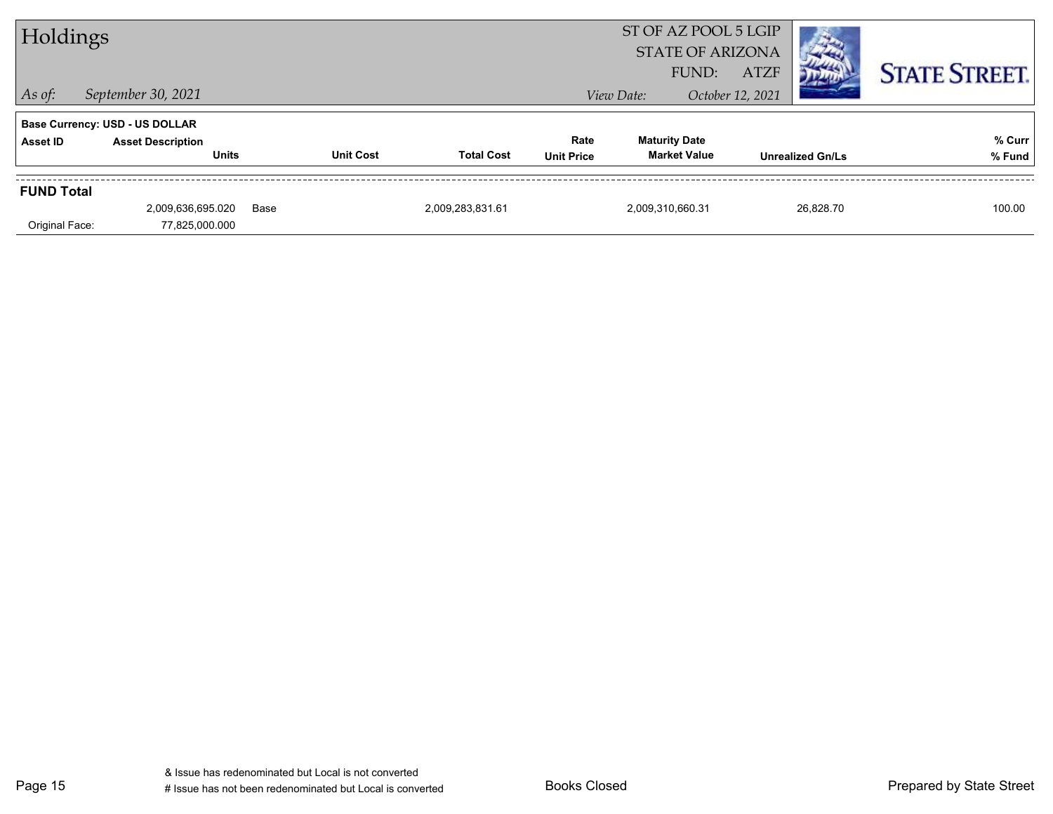# Holdings

ST OF AZ POOL 5 LGIP
STATE OF ARIZONA
FUND: ATZF

*As of:* *September 30, 2021*
*View Date:* *October 12, 2021*

**Base Currency: USD - US DOLLAR**

| Asset ID | Asset Description / Units | | Unit Cost | Total Cost | Rate / Unit Price | Maturity Date / Market Value | Unrealized Gn/Ls | % Curr / % Fund |
|---|---|---|---|---|---|---|---|---|
| **FUND Total** | | | | | | | | |
| | 2,009,636,695.020 | Base | | 2,009,283,831.61 | | 2,009,310,660.31 | 26,828.70 | 100.00 |
| Original Face: | 77,825,000.000 | | | | | | | |

& Issue has redenominated but Local is not converted
# Issue has not been redenominated but Local is converted

Books Closed

Prepared by State Street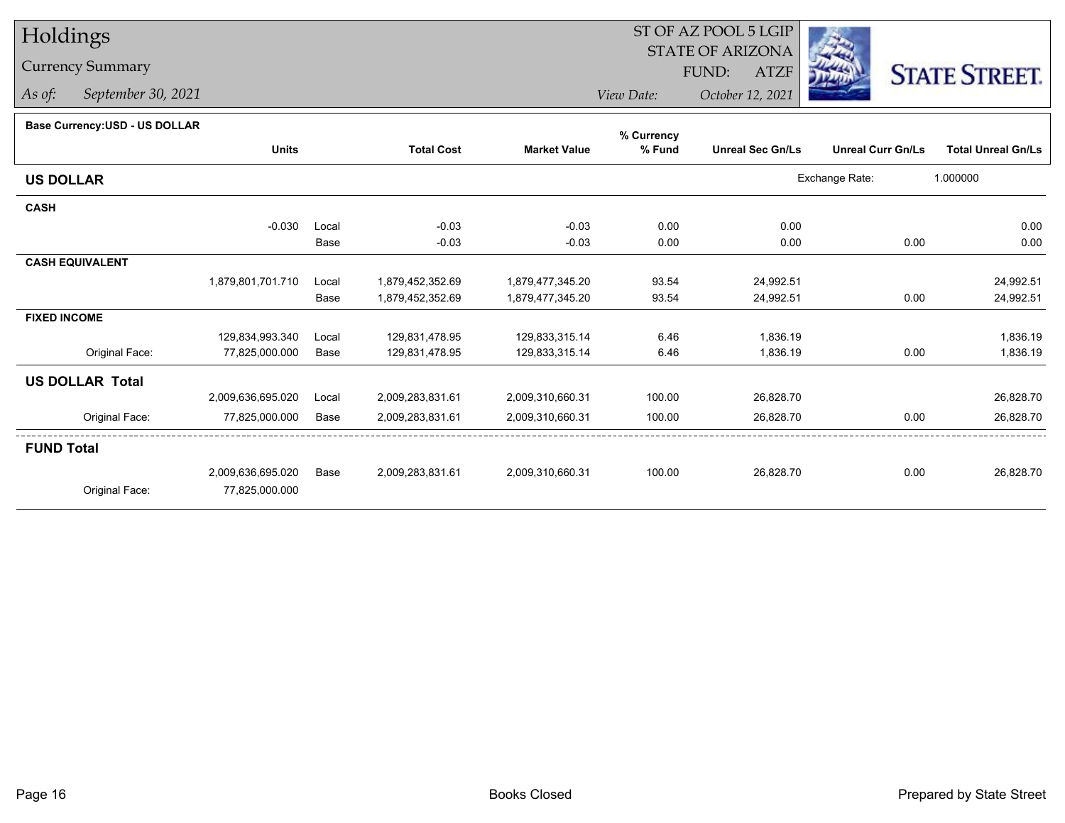# Holdings

## Currency Summary

*As of:* *September 30, 2021*

ST OF AZ POOL 5 LGIP
STATE OF ARIZONA
FUND: ATZF

*View Date:* *October 12, 2021*

**Base Currency:USD - US DOLLAR**

| | Units | | Total Cost | Market Value | % Currency % Fund | Unreal Sec Gn/Ls | Unreal Curr Gn/Ls | Total Unreal Gn/Ls |
|---|---|---|---|---|---|---|---|---|
| **US DOLLAR** | | | | | | | Exchange Rate: | 1.000000 |
| **CASH** | | | | | | | | |
| | -0.030 | Local | -0.03 | -0.03 | 0.00 | 0.00 | | 0.00 |
| | | Base | -0.03 | -0.03 | 0.00 | 0.00 | 0.00 | 0.00 |
| **CASH EQUIVALENT** | | | | | | | | |
| | 1,879,801,701.710 | Local | 1,879,452,352.69 | 1,879,477,345.20 | 93.54 | 24,992.51 | | 24,992.51 |
| | | Base | 1,879,452,352.69 | 1,879,477,345.20 | 93.54 | 24,992.51 | 0.00 | 24,992.51 |
| **FIXED INCOME** | | | | | | | | |
| | 129,834,993.340 | Local | 129,831,478.95 | 129,833,315.14 | 6.46 | 1,836.19 | | 1,836.19 |
| Original Face: | 77,825,000.000 | Base | 129,831,478.95 | 129,833,315.14 | 6.46 | 1,836.19 | 0.00 | 1,836.19 |
| **US DOLLAR Total** | | | | | | | | |
| | 2,009,636,695.020 | Local | 2,009,283,831.61 | 2,009,310,660.31 | 100.00 | 26,828.70 | | 26,828.70 |
| Original Face: | 77,825,000.000 | Base | 2,009,283,831.61 | 2,009,310,660.31 | 100.00 | 26,828.70 | 0.00 | 26,828.70 |
| **FUND Total** | | | | | | | | |
| | 2,009,636,695.020 | Base | 2,009,283,831.61 | 2,009,310,660.31 | 100.00 | 26,828.70 | 0.00 | 26,828.70 |
| Original Face: | 77,825,000.000 | | | | | | | |

Books Closed

Prepared by State Street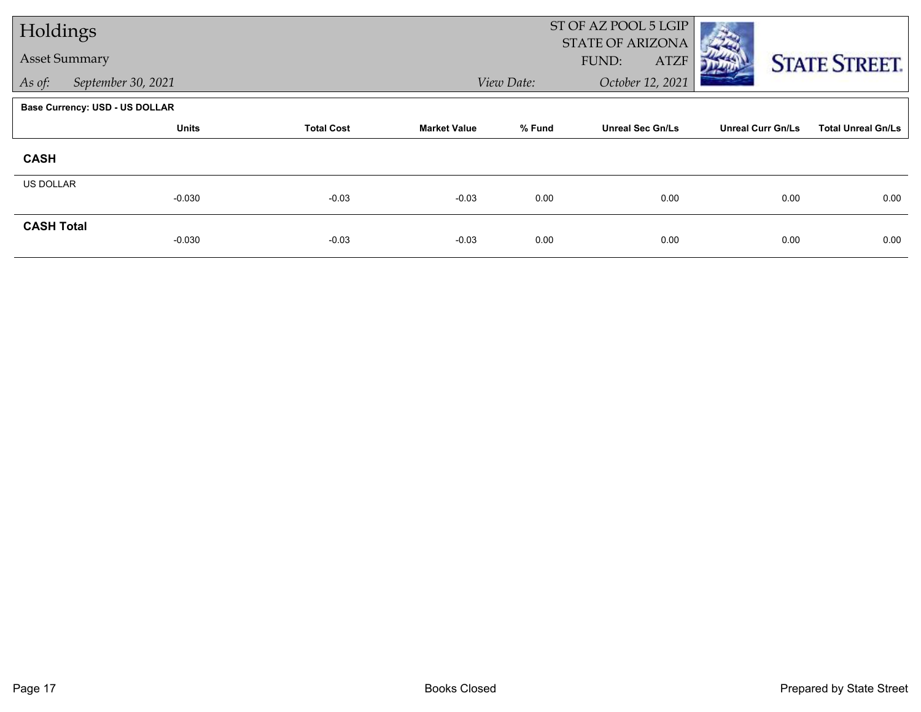# Holdings

## Asset Summary

*As of:* *September 30, 2021*

ST OF AZ POOL 5 LGIP
STATE OF ARIZONA
FUND: ATZF

*View Date:* *October 12, 2021*

**Base Currency: USD - US DOLLAR**

| | Units | Total Cost | Market Value | % Fund | Unreal Sec Gn/Ls | Unreal Curr Gn/Ls | Total Unreal Gn/Ls |
|---|---|---|---|---|---|---|---|
| **CASH** | | | | | | | |
| US DOLLAR | -0.030 | -0.03 | -0.03 | 0.00 | 0.00 | 0.00 | 0.00 |
| **CASH Total** | -0.030 | -0.03 | -0.03 | 0.00 | 0.00 | 0.00 | 0.00 |

Books Closed

Prepared by State Street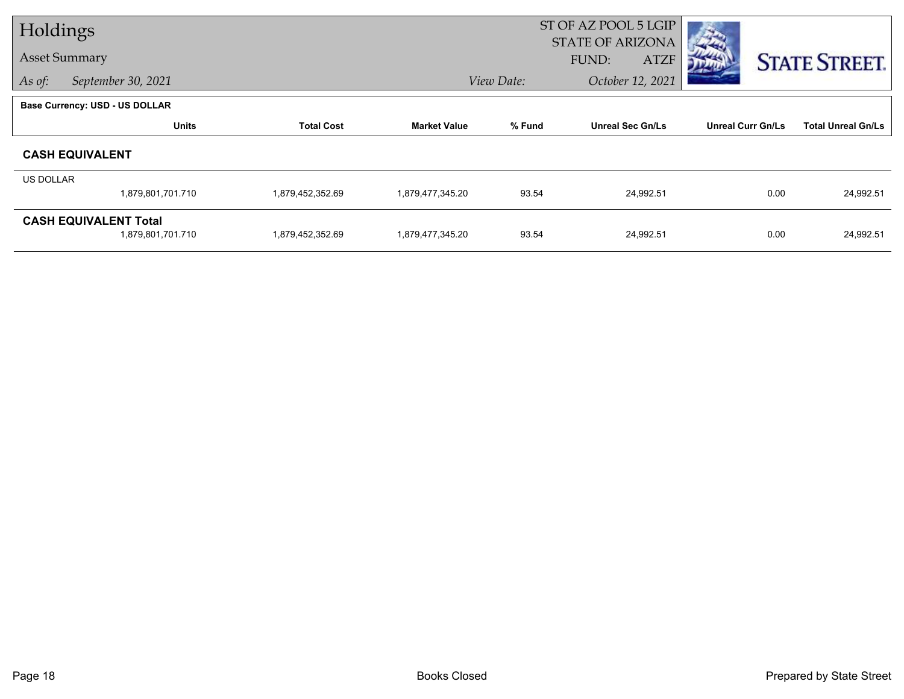# Holdings

## Asset Summary

*As of:* *September 30, 2021*

ST OF AZ POOL 5 LGIP
STATE OF ARIZONA
FUND: ATZF

*View Date:* *October 12, 2021*

STATE STREET.

**Base Currency: USD - US DOLLAR**

| | Units | Total Cost | Market Value | % Fund | Unreal Sec Gn/Ls | Unreal Curr Gn/Ls | Total Unreal Gn/Ls |
|---|---|---|---|---|---|---|---|
| **CASH EQUIVALENT** | | | | | | | |
| US DOLLAR | 1,879,801,701.710 | 1,879,452,352.69 | 1,879,477,345.20 | 93.54 | 24,992.51 | 0.00 | 24,992.51 |
| **CASH EQUIVALENT Total** | 1,879,801,701.710 | 1,879,452,352.69 | 1,879,477,345.20 | 93.54 | 24,992.51 | 0.00 | 24,992.51 |

Books Closed

Prepared by State Street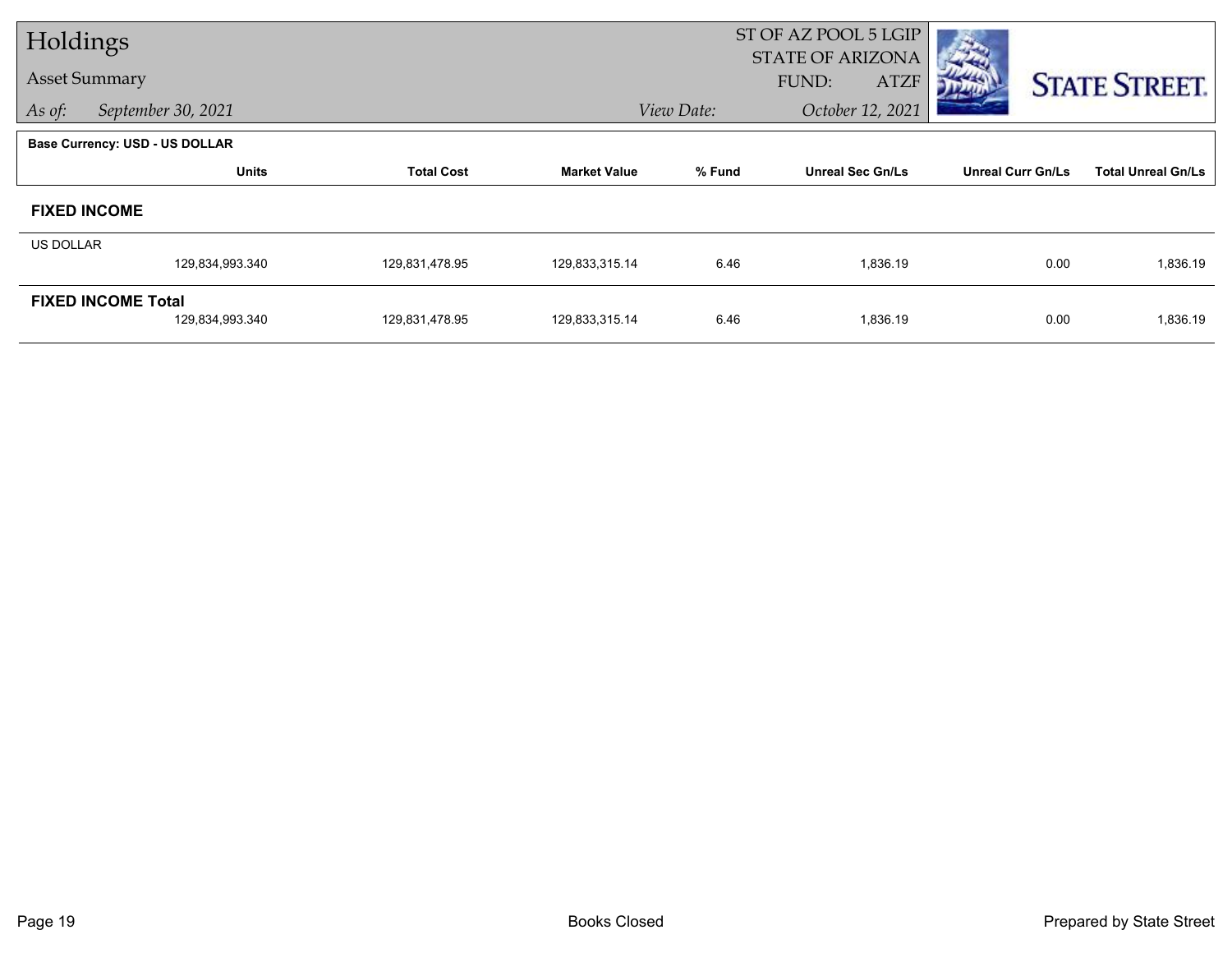# Holdings

## Asset Summary

*As of:* *September 30, 2021*

ST OF AZ POOL 5 LGIP
STATE OF ARIZONA
FUND: ATZF

*View Date:* *October 12, 2021*

**Base Currency: USD - US DOLLAR**

| | Units | Total Cost | Market Value | % Fund | Unreal Sec Gn/Ls | Unreal Curr Gn/Ls | Total Unreal Gn/Ls |
|---|---|---|---|---|---|---|---|
| **FIXED INCOME** | | | | | | | |
| US DOLLAR | 129,834,993.340 | 129,831,478.95 | 129,833,315.14 | 6.46 | 1,836.19 | 0.00 | 1,836.19 |
| **FIXED INCOME Total** | 129,834,993.340 | 129,831,478.95 | 129,833,315.14 | 6.46 | 1,836.19 | 0.00 | 1,836.19 |

Books Closed

Prepared by State Street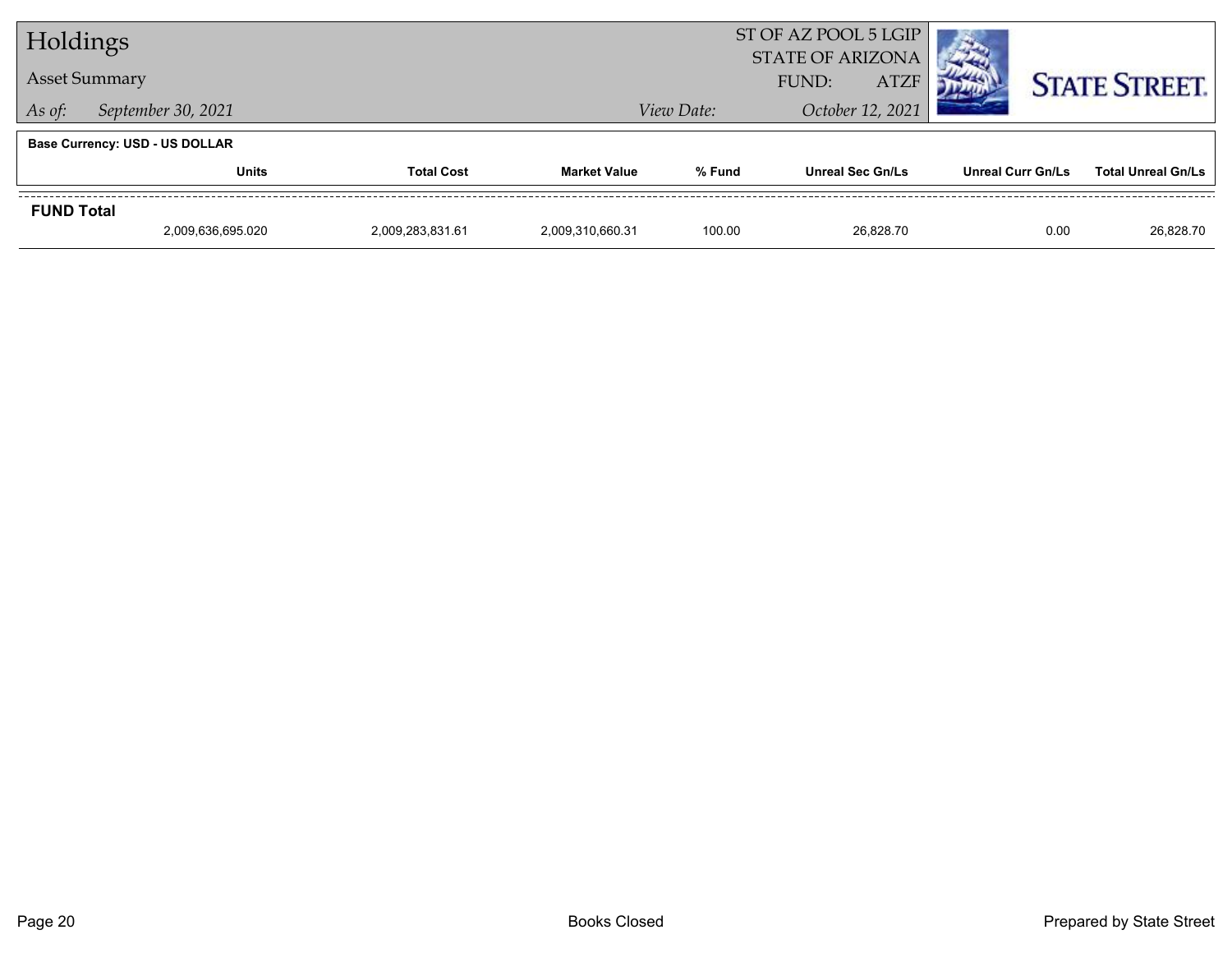# Holdings

## Asset Summary

*As of:* *September 30, 2021*

ST OF AZ POOL 5 LGIP
STATE OF ARIZONA
FUND: ATZF

*View Date:* *October 12, 2021*

**Base Currency: USD - US DOLLAR**

| | Units | Total Cost | Market Value | % Fund | Unreal Sec Gn/Ls | Unreal Curr Gn/Ls | Total Unreal Gn/Ls |
|---|---|---|---|---|---|---|---|
| **FUND Total** | 2,009,636,695.020 | 2,009,283,831.61 | 2,009,310,660.31 | 100.00 | 26,828.70 | 0.00 | 26,828.70 |

Books Closed

Prepared by State Street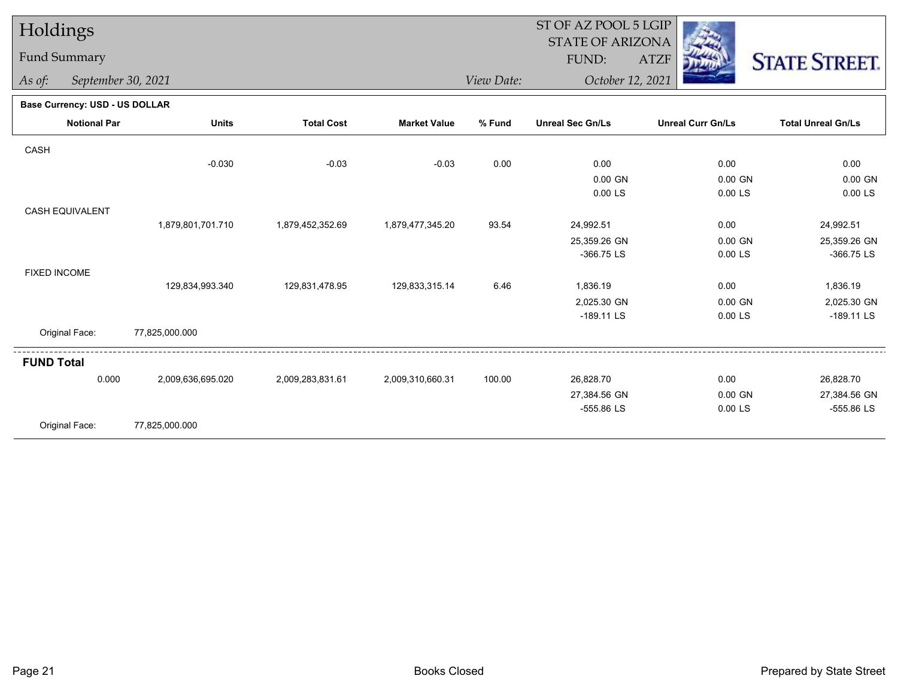# Holdings

Fund Summary

*As of:* *September 30, 2021*

ST OF AZ POOL 5 LGIP
STATE OF ARIZONA
FUND: ATZF

*View Date:* *October 12, 2021*

STATE STREET.

**Base Currency: USD - US DOLLAR**

| Notional Par | Units | Total Cost | Market Value | % Fund | Unreal Sec Gn/Ls | Unreal Curr Gn/Ls | Total Unreal Gn/Ls |
|---|---|---|---|---|---|---|---|
| CASH | | | | | | | |
| | -0.030 | -0.03 | -0.03 | 0.00 | 0.00 | 0.00 | 0.00 |
| | | | | | 0.00 GN | 0.00 GN | 0.00 GN |
| | | | | | 0.00 LS | 0.00 LS | 0.00 LS |
| CASH EQUIVALENT | | | | | | | |
| | 1,879,801,701.710 | 1,879,452,352.69 | 1,879,477,345.20 | 93.54 | 24,992.51 | 0.00 | 24,992.51 |
| | | | | | 25,359.26 GN | 0.00 GN | 25,359.26 GN |
| | | | | | -366.75 LS | 0.00 LS | -366.75 LS |
| FIXED INCOME | | | | | | | |
| | 129,834,993.340 | 129,831,478.95 | 129,833,315.14 | 6.46 | 1,836.19 | 0.00 | 1,836.19 |
| | | | | | 2,025.30 GN | 0.00 GN | 2,025.30 GN |
| | | | | | -189.11 LS | 0.00 LS | -189.11 LS |
| Original Face: | 77,825,000.000 | | | | | | |
| **FUND Total** | | | | | | | |
| 0.000 | 2,009,636,695.020 | 2,009,283,831.61 | 2,009,310,660.31 | 100.00 | 26,828.70 | 0.00 | 26,828.70 |
| | | | | | 27,384.56 GN | 0.00 GN | 27,384.56 GN |
| | | | | | -555.86 LS | 0.00 LS | -555.86 LS |
| Original Face: | 77,825,000.000 | | | | | | |

Books Closed

Prepared by State Street